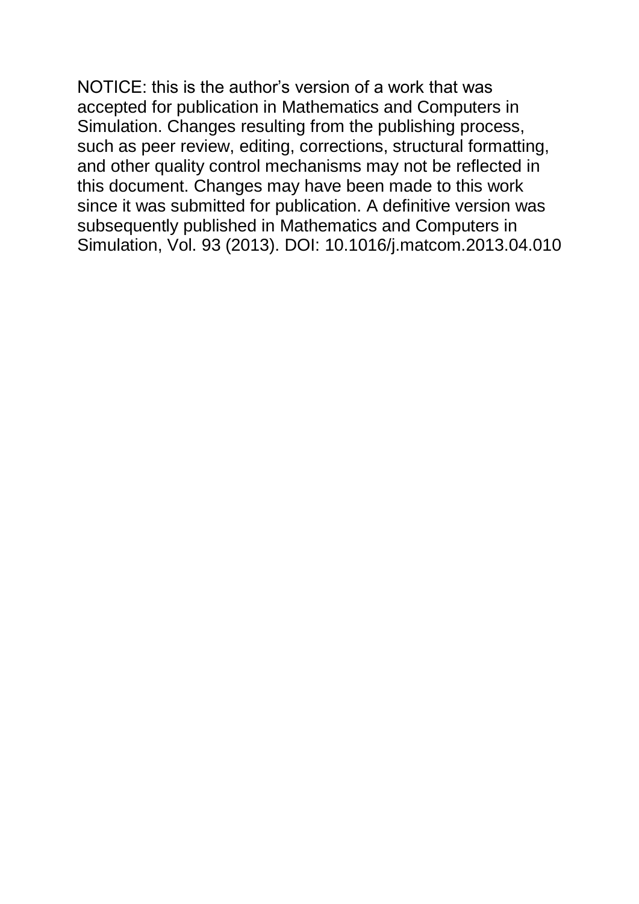NOTICE: this is the author’s version of a work that was accepted for publication in Mathematics and Computers in Simulation. Changes resulting from the publishing process, such as peer review, editing, corrections, structural formatting, and other quality control mechanisms may not be reflected in this document. Changes may have been made to this work since it was submitted for publication. A definitive version was subsequently published in Mathematics and Computers in Simulation, Vol. 93 (2013). DOI: 10.1016/j.matcom.2013.04.010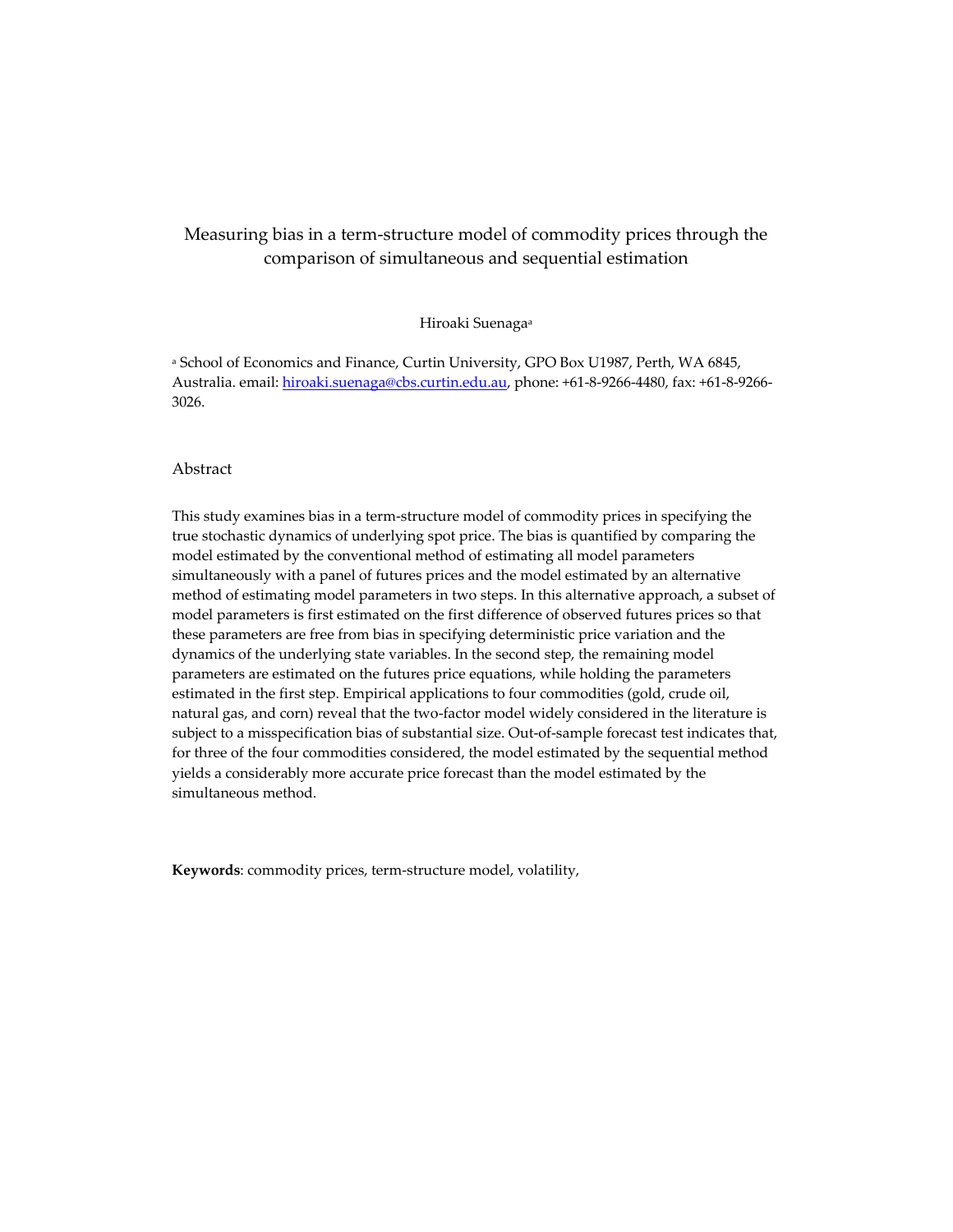# Measuring bias in a term-structure model of commodity prices through the comparison of simultaneous and sequential estimation

Hiroaki Suenaga[a]

[a] School of Economics and Finance, Curtin University, GPO Box U1987, Perth, WA 6845, Australia. email: hiroaki.suenaga@cbs.curtin.edu.au, phone: +61-8-9266-4480, fax: +61-8-9266-3026.

## Abstract

This study examines bias in a term-structure model of commodity prices in specifying the true stochastic dynamics of underlying spot price. The bias is quantified by comparing the model estimated by the conventional method of estimating all model parameters simultaneously with a panel of futures prices and the model estimated by an alternative method of estimating model parameters in two steps. In this alternative approach, a subset of model parameters is first estimated on the first difference of observed futures prices so that these parameters are free from bias in specifying deterministic price variation and the dynamics of the underlying state variables. In the second step, the remaining model parameters are estimated on the futures price equations, while holding the parameters estimated in the first step. Empirical applications to four commodities (gold, crude oil, natural gas, and corn) reveal that the two-factor model widely considered in the literature is subject to a misspecification bias of substantial size. Out-of-sample forecast test indicates that, for three of the four commodities considered, the model estimated by the sequential method yields a considerably more accurate price forecast than the model estimated by the simultaneous method.

**Keywords**: commodity prices, term-structure model, volatility,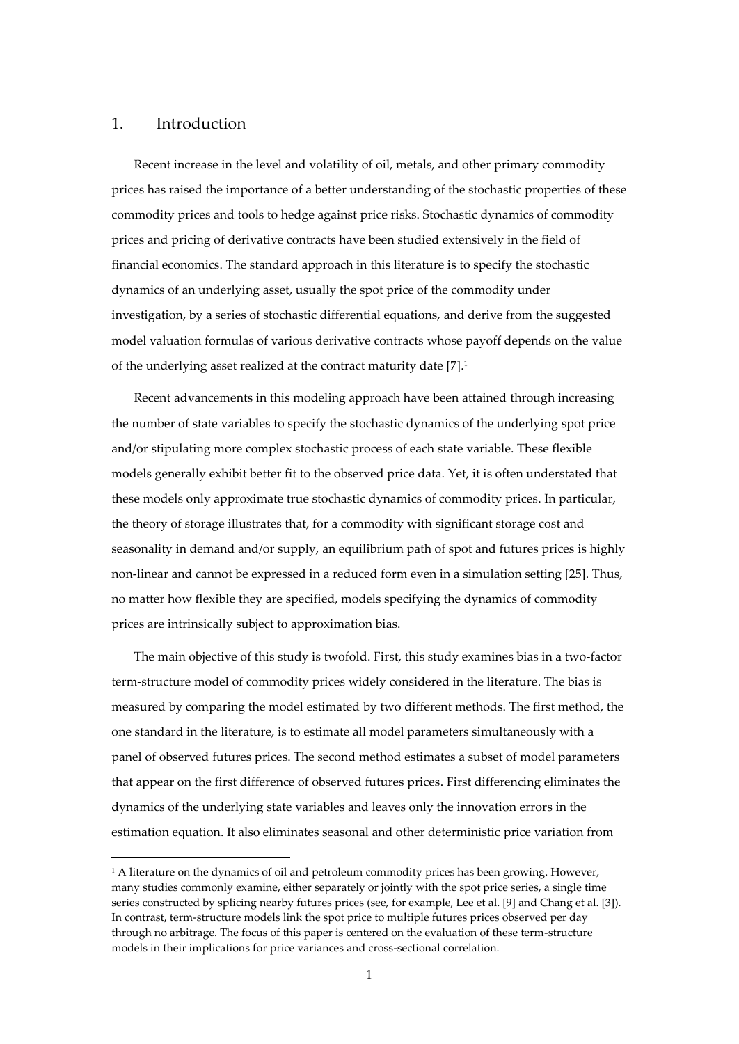# 1. Introduction

Recent increase in the level and volatility of oil, metals, and other primary commodity prices has raised the importance of a better understanding of the stochastic properties of these commodity prices and tools to hedge against price risks. Stochastic dynamics of commodity prices and pricing of derivative contracts have been studied extensively in the field of financial economics. The standard approach in this literature is to specify the stochastic dynamics of an underlying asset, usually the spot price of the commodity under investigation, by a series of stochastic differential equations, and derive from the suggested model valuation formulas of various derivative contracts whose payoff depends on the value of the underlying asset realized at the contract maturity date [7].[1]

Recent advancements in this modeling approach have been attained through increasing the number of state variables to specify the stochastic dynamics of the underlying spot price and/or stipulating more complex stochastic process of each state variable. These flexible models generally exhibit better fit to the observed price data. Yet, it is often understated that these models only approximate true stochastic dynamics of commodity prices. In particular, the theory of storage illustrates that, for a commodity with significant storage cost and seasonality in demand and/or supply, an equilibrium path of spot and futures prices is highly non-linear and cannot be expressed in a reduced form even in a simulation setting [25]. Thus, no matter how flexible they are specified, models specifying the dynamics of commodity prices are intrinsically subject to approximation bias.

The main objective of this study is twofold. First, this study examines bias in a two-factor term-structure model of commodity prices widely considered in the literature. The bias is measured by comparing the model estimated by two different methods. The first method, the one standard in the literature, is to estimate all model parameters simultaneously with a panel of observed futures prices. The second method estimates a subset of model parameters that appear on the first difference of observed futures prices. First differencing eliminates the dynamics of the underlying state variables and leaves only the innovation errors in the estimation equation. It also eliminates seasonal and other deterministic price variation from

[1] A literature on the dynamics of oil and petroleum commodity prices has been growing. However, many studies commonly examine, either separately or jointly with the spot price series, a single time series constructed by splicing nearby futures prices (see, for example, Lee et al. [9] and Chang et al. [3]). In contrast, term-structure models link the spot price to multiple futures prices observed per day through no arbitrage. The focus of this paper is centered on the evaluation of these term-structure models in their implications for price variances and cross-sectional correlation.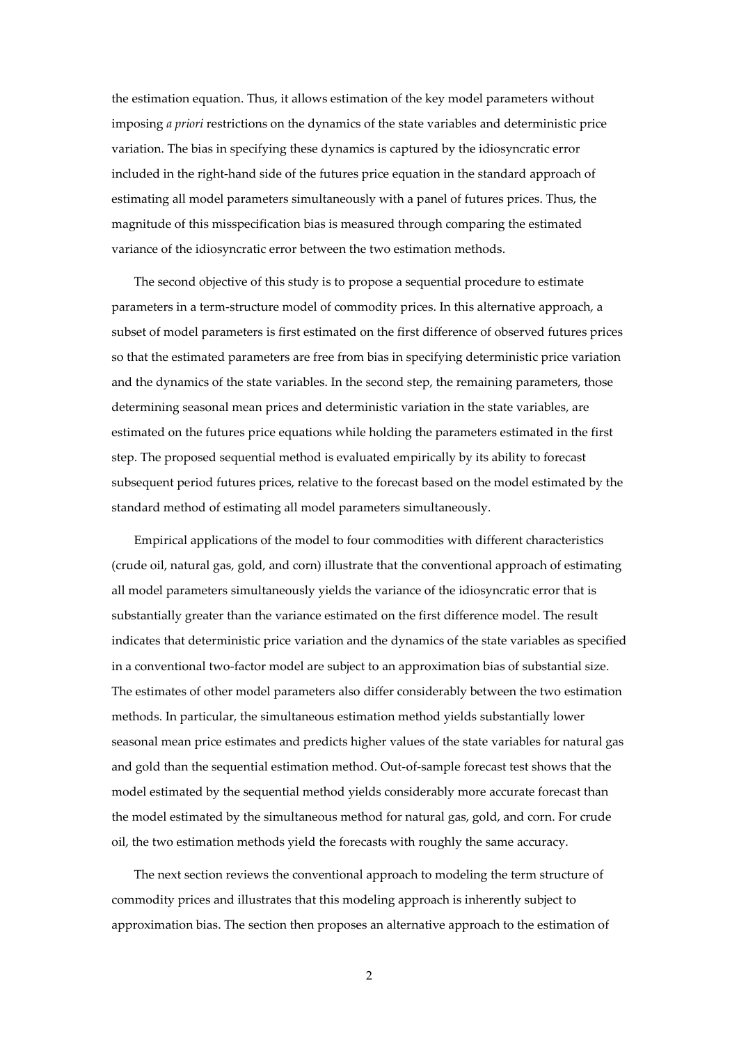the estimation equation. Thus, it allows estimation of the key model parameters without imposing *a priori* restrictions on the dynamics of the state variables and deterministic price variation. The bias in specifying these dynamics is captured by the idiosyncratic error included in the right-hand side of the futures price equation in the standard approach of estimating all model parameters simultaneously with a panel of futures prices. Thus, the magnitude of this misspecification bias is measured through comparing the estimated variance of the idiosyncratic error between the two estimation methods.

The second objective of this study is to propose a sequential procedure to estimate parameters in a term-structure model of commodity prices. In this alternative approach, a subset of model parameters is first estimated on the first difference of observed futures prices so that the estimated parameters are free from bias in specifying deterministic price variation and the dynamics of the state variables. In the second step, the remaining parameters, those determining seasonal mean prices and deterministic variation in the state variables, are estimated on the futures price equations while holding the parameters estimated in the first step. The proposed sequential method is evaluated empirically by its ability to forecast subsequent period futures prices, relative to the forecast based on the model estimated by the standard method of estimating all model parameters simultaneously.

Empirical applications of the model to four commodities with different characteristics (crude oil, natural gas, gold, and corn) illustrate that the conventional approach of estimating all model parameters simultaneously yields the variance of the idiosyncratic error that is substantially greater than the variance estimated on the first difference model. The result indicates that deterministic price variation and the dynamics of the state variables as specified in a conventional two-factor model are subject to an approximation bias of substantial size. The estimates of other model parameters also differ considerably between the two estimation methods. In particular, the simultaneous estimation method yields substantially lower seasonal mean price estimates and predicts higher values of the state variables for natural gas and gold than the sequential estimation method. Out-of-sample forecast test shows that the model estimated by the sequential method yields considerably more accurate forecast than the model estimated by the simultaneous method for natural gas, gold, and corn. For crude oil, the two estimation methods yield the forecasts with roughly the same accuracy.

The next section reviews the conventional approach to modeling the term structure of commodity prices and illustrates that this modeling approach is inherently subject to approximation bias. The section then proposes an alternative approach to the estimation of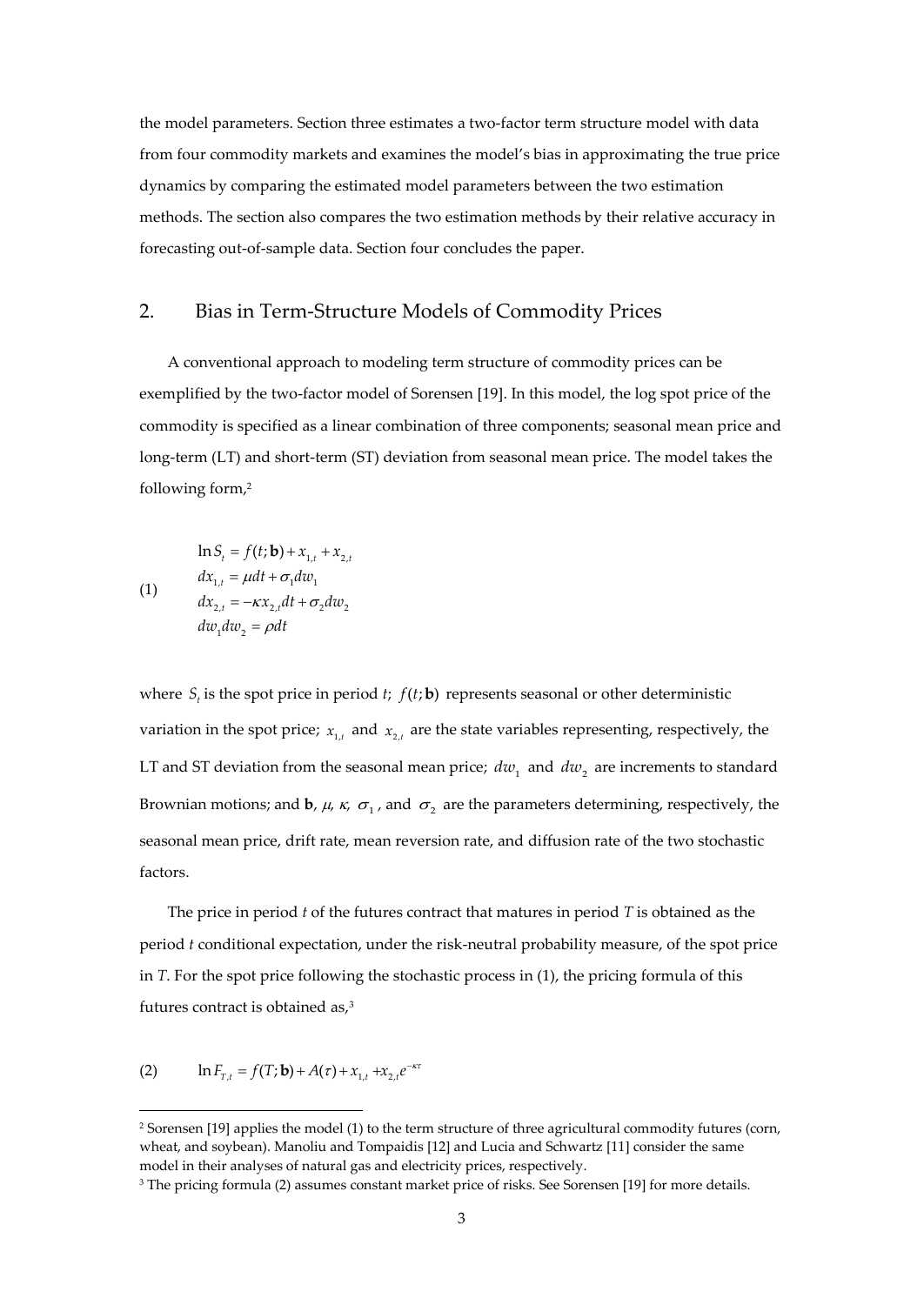the model parameters. Section three estimates a two-factor term structure model with data from four commodity markets and examines the model's bias in approximating the true price dynamics by comparing the estimated model parameters between the two estimation methods. The section also compares the two estimation methods by their relative accuracy in forecasting out-of-sample data. Section four concludes the paper.

## 2. Bias in Term-Structure Models of Commodity Prices

A conventional approach to modeling term structure of commodity prices can be exemplified by the two-factor model of Sorensen [19]. In this model, the log spot price of the commodity is specified as a linear combination of three components; seasonal mean price and long-term (LT) and short-term (ST) deviation from seasonal mean price. The model takes the following form,[2]

$$
\begin{aligned}
&\ln S_t = f(t;\mathbf{b}) + x_{1,t} + x_{2,t} \\
&dx_{1,t} = \mu dt + \sigma_1 dw_1 \\
&dx_{2,t} = -\kappa x_{2,t} dt + \sigma_2 dw_2 \\
&dw_1 dw_2 = \rho dt
\end{aligned}
\tag{1}
$$

where $S_t$ is the spot price in period *t*; $f(t;\mathbf{b})$ represents seasonal or other deterministic variation in the spot price; $x_{1,t}$ and $x_{2,t}$ are the state variables representing, respectively, the LT and ST deviation from the seasonal mean price; $dw_1$ and $dw_2$ are increments to standard Brownian motions; and $\mathbf{b}$, $\mu$, $\kappa$, $\sigma_1$, and $\sigma_2$ are the parameters determining, respectively, the seasonal mean price, drift rate, mean reversion rate, and diffusion rate of the two stochastic factors.

The price in period *t* of the futures contract that matures in period *T* is obtained as the period *t* conditional expectation, under the risk-neutral probability measure, of the spot price in *T*. For the spot price following the stochastic process in (1), the pricing formula of this futures contract is obtained as,[3]

$$
\ln F_{T,t} = f(T;\mathbf{b}) + A(\tau) + x_{1,t} + x_{2,t} e^{-\kappa\tau}
\tag{2}
$$

---

[2] Sorensen [19] applies the model (1) to the term structure of three agricultural commodity futures (corn, wheat, and soybean). Manoliu and Tompaidis [12] and Lucia and Schwartz [11] consider the same model in their analyses of natural gas and electricity prices, respectively.

[3] The pricing formula (2) assumes constant market price of risks. See Sorensen [19] for more details.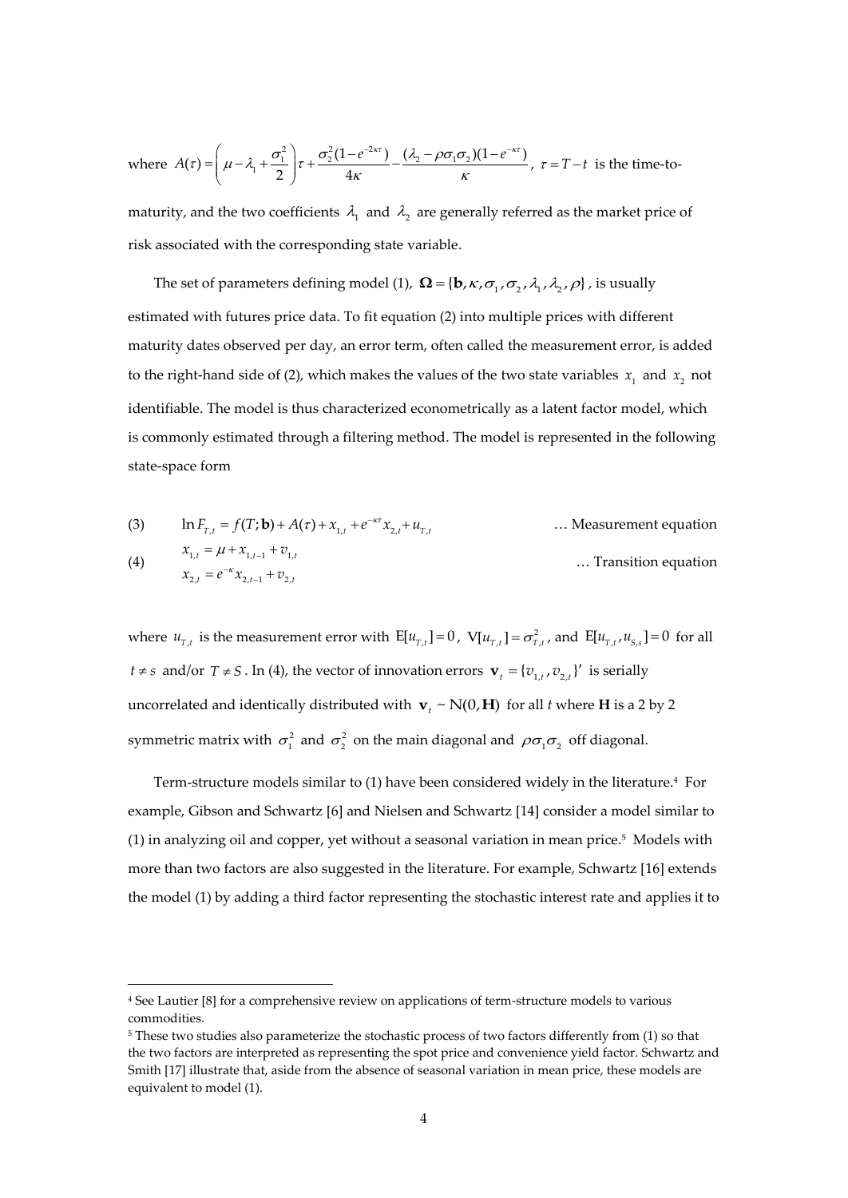where $A(\tau) = \left( \mu - \lambda_1 + \frac{\sigma_1^2}{2} \right)\tau + \frac{\sigma_2^2(1-e^{-2\kappa\tau})}{4\kappa} - \frac{(\lambda_2 - \rho\sigma_1\sigma_2)(1-e^{-\kappa\tau})}{\kappa}$, $\tau = T - t$ is the time-to-maturity, and the two coefficients $\lambda_1$ and $\lambda_2$ are generally referred as the market price of risk associated with the corresponding state variable.

The set of parameters defining model (1), $\mathbf{\Omega} = \{\mathbf{b}, \kappa, \sigma_1, \sigma_2, \lambda_1, \lambda_2, \rho\}$, is usually estimated with futures price data. To fit equation (2) into multiple prices with different maturity dates observed per day, an error term, often called the measurement error, is added to the right-hand side of (2), which makes the values of the two state variables $x_1$ and $x_2$ not identifiable. The model is thus characterized econometrically as a latent factor model, which is commonly estimated through a filtering method. The model is represented in the following state-space form

$$\text{(3)} \qquad \ln F_{T,t} = f(T;\mathbf{b}) + A(\tau) + x_{1,t} + e^{-\kappa\tau}x_{2,t} + u_{T,t} \qquad \text{… Measurement equation}$$

$$\text{(4)} \qquad \begin{aligned} x_{1,t} &= \mu + x_{1,t-1} + v_{1,t} \\ x_{2,t} &= e^{-\kappa}x_{2,t-1} + v_{2,t} \end{aligned} \qquad \text{… Transition equation}$$

where $u_{T,t}$ is the measurement error with $\mathrm{E}[u_{T,t}] = 0$, $\mathrm{V}[u_{T,t}] = \sigma_{T,t}^2$, and $\mathrm{E}[u_{T,t}, u_{S,s}] = 0$ for all $t \neq s$ and/or $T \neq S$. In (4), the vector of innovation errors $\mathbf{v}_t = \{v_{1,t}, v_{2,t}\}'$ is serially uncorrelated and identically distributed with $\mathbf{v}_t \sim \mathrm{N}(0, \mathbf{H})$ for all $t$ where $\mathbf{H}$ is a 2 by 2 symmetric matrix with $\sigma_1^2$ and $\sigma_2^2$ on the main diagonal and $\rho\sigma_1\sigma_2$ off diagonal.

Term-structure models similar to (1) have been considered widely in the literature.[4] For example, Gibson and Schwartz [6] and Nielsen and Schwartz [14] consider a model similar to (1) in analyzing oil and copper, yet without a seasonal variation in mean price.[5] Models with more than two factors are also suggested in the literature. For example, Schwartz [16] extends the model (1) by adding a third factor representing the stochastic interest rate and applies it to

---

[4] See Lautier [8] for a comprehensive review on applications of term-structure models to various commodities.

[5] These two studies also parameterize the stochastic process of two factors differently from (1) so that the two factors are interpreted as representing the spot price and convenience yield factor. Schwartz and Smith [17] illustrate that, aside from the absence of seasonal variation in mean price, these models are equivalent to model (1).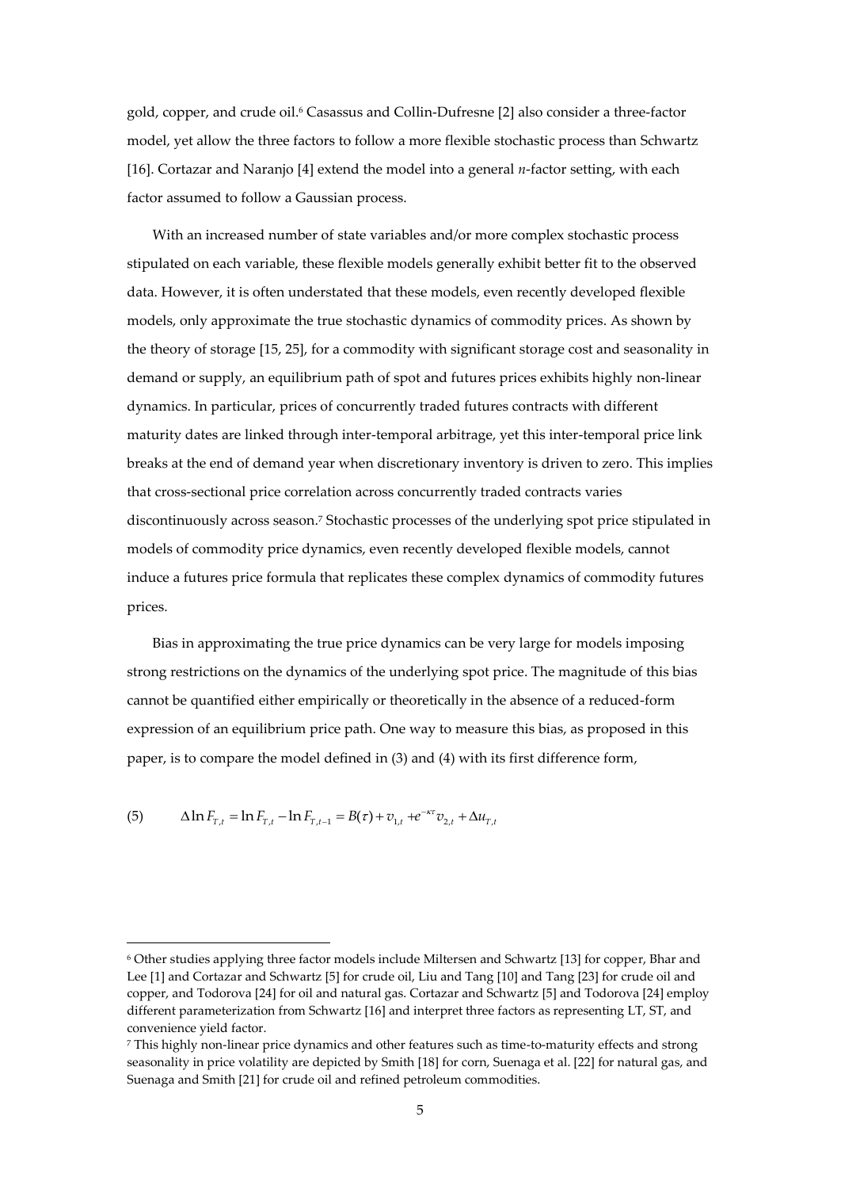gold, copper, and crude oil.[6] Casassus and Collin-Dufresne [2] also consider a three-factor model, yet allow the three factors to follow a more flexible stochastic process than Schwartz [16]. Cortazar and Naranjo [4] extend the model into a general *n*-factor setting, with each factor assumed to follow a Gaussian process.

With an increased number of state variables and/or more complex stochastic process stipulated on each variable, these flexible models generally exhibit better fit to the observed data. However, it is often understated that these models, even recently developed flexible models, only approximate the true stochastic dynamics of commodity prices. As shown by the theory of storage [15, 25], for a commodity with significant storage cost and seasonality in demand or supply, an equilibrium path of spot and futures prices exhibits highly non-linear dynamics. In particular, prices of concurrently traded futures contracts with different maturity dates are linked through inter-temporal arbitrage, yet this inter-temporal price link breaks at the end of demand year when discretionary inventory is driven to zero. This implies that cross-sectional price correlation across concurrently traded contracts varies discontinuously across season.[7] Stochastic processes of the underlying spot price stipulated in models of commodity price dynamics, even recently developed flexible models, cannot induce a futures price formula that replicates these complex dynamics of commodity futures prices.

Bias in approximating the true price dynamics can be very large for models imposing strong restrictions on the dynamics of the underlying spot price. The magnitude of this bias cannot be quantified either empirically or theoretically in the absence of a reduced-form expression of an equilibrium price path. One way to measure this bias, as proposed in this paper, is to compare the model defined in (3) and (4) with its first difference form,

$$\Delta \ln F_{T,t} = \ln F_{T,t} - \ln F_{T,t-1} = B(\tau) + v_{1,t} + e^{-\kappa\tau} v_{2,t} + \Delta u_{T,t} \tag{5}$$

---

[6] Other studies applying three factor models include Miltersen and Schwartz [13] for copper, Bhar and Lee [1] and Cortazar and Schwartz [5] for crude oil, Liu and Tang [10] and Tang [23] for crude oil and copper, and Todorova [24] for oil and natural gas. Cortazar and Schwartz [5] and Todorova [24] employ different parameterization from Schwartz [16] and interpret three factors as representing LT, ST, and convenience yield factor.

[7] This highly non-linear price dynamics and other features such as time-to-maturity effects and strong seasonality in price volatility are depicted by Smith [18] for corn, Suenaga et al. [22] for natural gas, and Suenaga and Smith [21] for crude oil and refined petroleum commodities.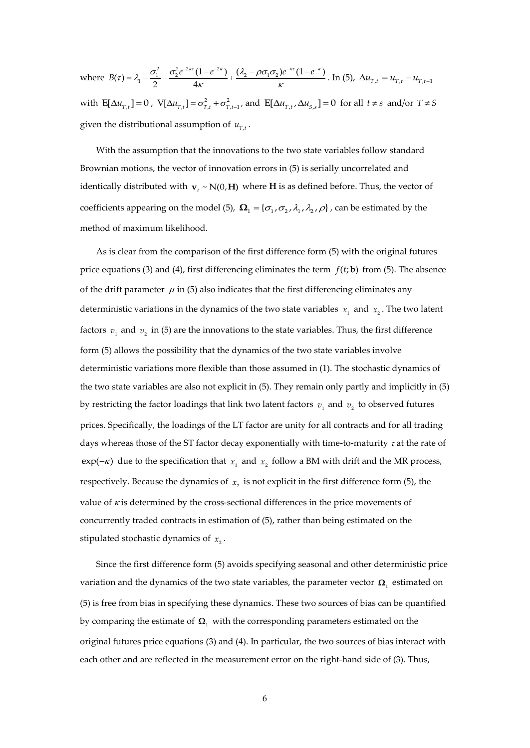where $B(\tau) = \lambda_1 - \frac{\sigma_1^2}{2} - \frac{\sigma_2^2 e^{-2\kappa\tau}(1-e^{-2\kappa})}{4\kappa} + \frac{(\lambda_2 - \rho\sigma_1\sigma_2)e^{-\kappa\tau}(1-e^{-\kappa})}{\kappa}$. In (5), $\Delta u_{T,t} = u_{T,t} - u_{T,t-1}$ with $\mathrm{E}[\Delta u_{T,t}] = 0$, $\mathrm{V}[\Delta u_{T,t}] = \sigma_{T,t}^2 + \sigma_{T,t-1}^2$, and $\mathrm{E}[\Delta u_{T,t}, \Delta u_{S,s}] = 0$ for all $t \neq s$ and/or $T \neq S$ given the distributional assumption of $u_{T,t}$.

With the assumption that the innovations to the two state variables follow standard Brownian motions, the vector of innovation errors in (5) is serially uncorrelated and identically distributed with $\mathbf{v}_t \sim \mathrm{N}(0, \mathbf{H})$ where $\mathbf{H}$ is as defined before. Thus, the vector of coefficients appearing on the model (5), $\mathbf{\Omega}_1 = \{\sigma_1, \sigma_2, \lambda_1, \lambda_2, \rho\}$, can be estimated by the method of maximum likelihood.

As is clear from the comparison of the first difference form (5) with the original futures price equations (3) and (4), first differencing eliminates the term $f(t;\mathbf{b})$ from (5). The absence of the drift parameter $\mu$ in (5) also indicates that the first differencing eliminates any deterministic variations in the dynamics of the two state variables $x_1$ and $x_2$. The two latent factors $v_1$ and $v_2$ in (5) are the innovations to the state variables. Thus, the first difference form (5) allows the possibility that the dynamics of the two state variables involve deterministic variations more flexible than those assumed in (1). The stochastic dynamics of the two state variables are also not explicit in (5). They remain only partly and implicitly in (5) by restricting the factor loadings that link two latent factors $v_1$ and $v_2$ to observed futures prices. Specifically, the loadings of the LT factor are unity for all contracts and for all trading days whereas those of the ST factor decay exponentially with time-to-maturity $\tau$ at the rate of $\exp(-\kappa)$ due to the specification that $x_1$ and $x_2$ follow a BM with drift and the MR process, respectively. Because the dynamics of $x_2$ is not explicit in the first difference form (5), the value of $\kappa$ is determined by the cross-sectional differences in the price movements of concurrently traded contracts in estimation of (5), rather than being estimated on the stipulated stochastic dynamics of $x_2$.

Since the first difference form (5) avoids specifying seasonal and other deterministic price variation and the dynamics of the two state variables, the parameter vector $\mathbf{\Omega}_1$ estimated on (5) is free from bias in specifying these dynamics. These two sources of bias can be quantified by comparing the estimate of $\mathbf{\Omega}_1$ with the corresponding parameters estimated on the original futures price equations (3) and (4). In particular, the two sources of bias interact with each other and are reflected in the measurement error on the right-hand side of (3). Thus,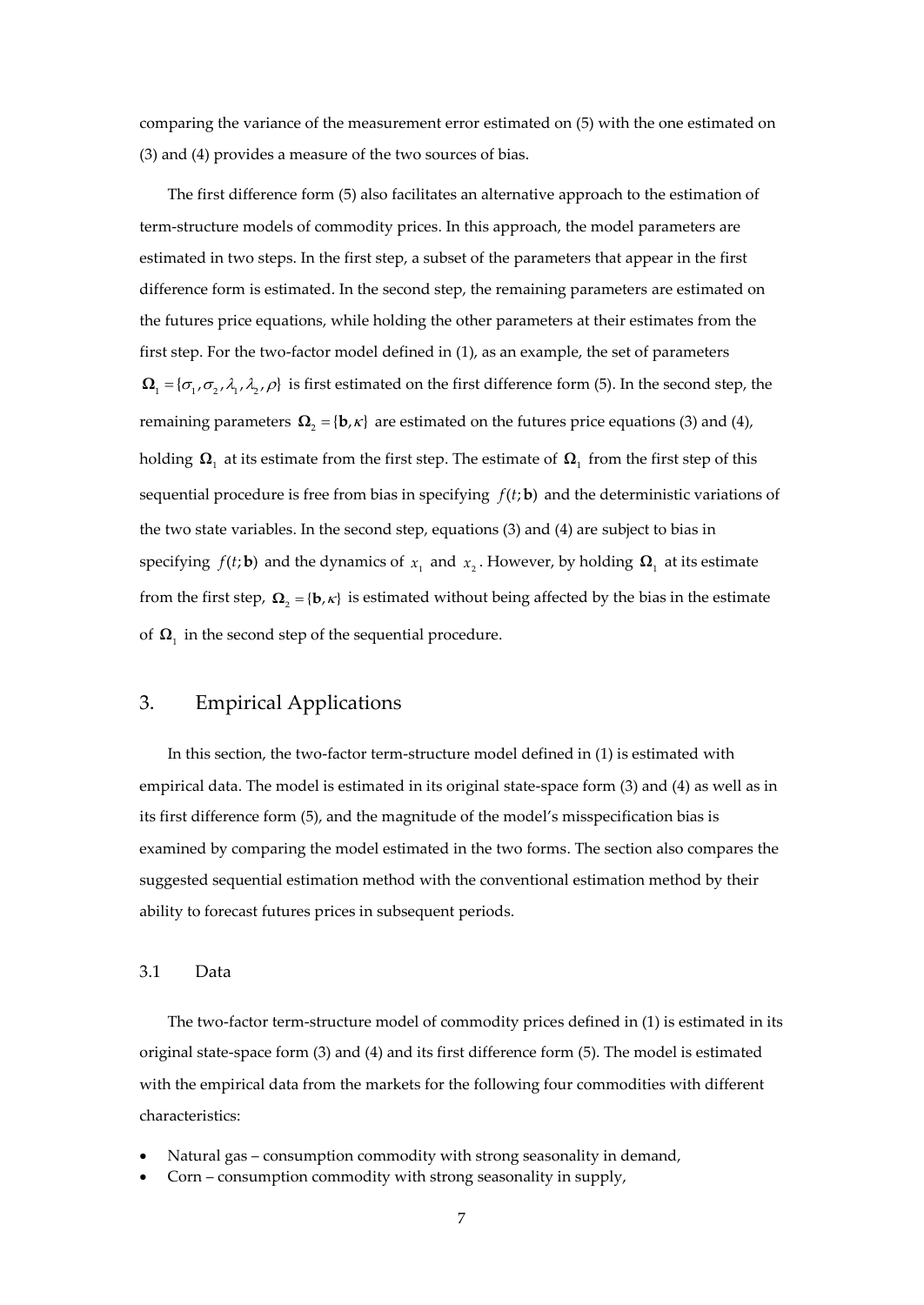comparing the variance of the measurement error estimated on (5) with the one estimated on (3) and (4) provides a measure of the two sources of bias.

The first difference form (5) also facilitates an alternative approach to the estimation of term-structure models of commodity prices. In this approach, the model parameters are estimated in two steps. In the first step, a subset of the parameters that appear in the first difference form is estimated. In the second step, the remaining parameters are estimated on the futures price equations, while holding the other parameters at their estimates from the first step. For the two-factor model defined in (1), as an example, the set of parameters $\mathbf{\Omega}_1 = \{\sigma_1, \sigma_2, \lambda_1, \lambda_2, \rho\}$ is first estimated on the first difference form (5). In the second step, the remaining parameters $\mathbf{\Omega}_2 = \{\mathbf{b}, \kappa\}$ are estimated on the futures price equations (3) and (4), holding $\mathbf{\Omega}_1$ at its estimate from the first step. The estimate of $\mathbf{\Omega}_1$ from the first step of this sequential procedure is free from bias in specifying $f(t;\mathbf{b})$ and the deterministic variations of the two state variables. In the second step, equations (3) and (4) are subject to bias in specifying $f(t;\mathbf{b})$ and the dynamics of $x_1$ and $x_2$. However, by holding $\mathbf{\Omega}_1$ at its estimate from the first step, $\mathbf{\Omega}_2 = \{\mathbf{b}, \kappa\}$ is estimated without being affected by the bias in the estimate of $\mathbf{\Omega}_1$ in the second step of the sequential procedure.

## 3. Empirical Applications

In this section, the two-factor term-structure model defined in (1) is estimated with empirical data. The model is estimated in its original state-space form (3) and (4) as well as in its first difference form (5), and the magnitude of the model's misspecification bias is examined by comparing the model estimated in the two forms. The section also compares the suggested sequential estimation method with the conventional estimation method by their ability to forecast futures prices in subsequent periods.

### 3.1 Data

The two-factor term-structure model of commodity prices defined in (1) is estimated in its original state-space form (3) and (4) and its first difference form (5). The model is estimated with the empirical data from the markets for the following four commodities with different characteristics:

- Natural gas – consumption commodity with strong seasonality in demand,
- Corn – consumption commodity with strong seasonality in supply,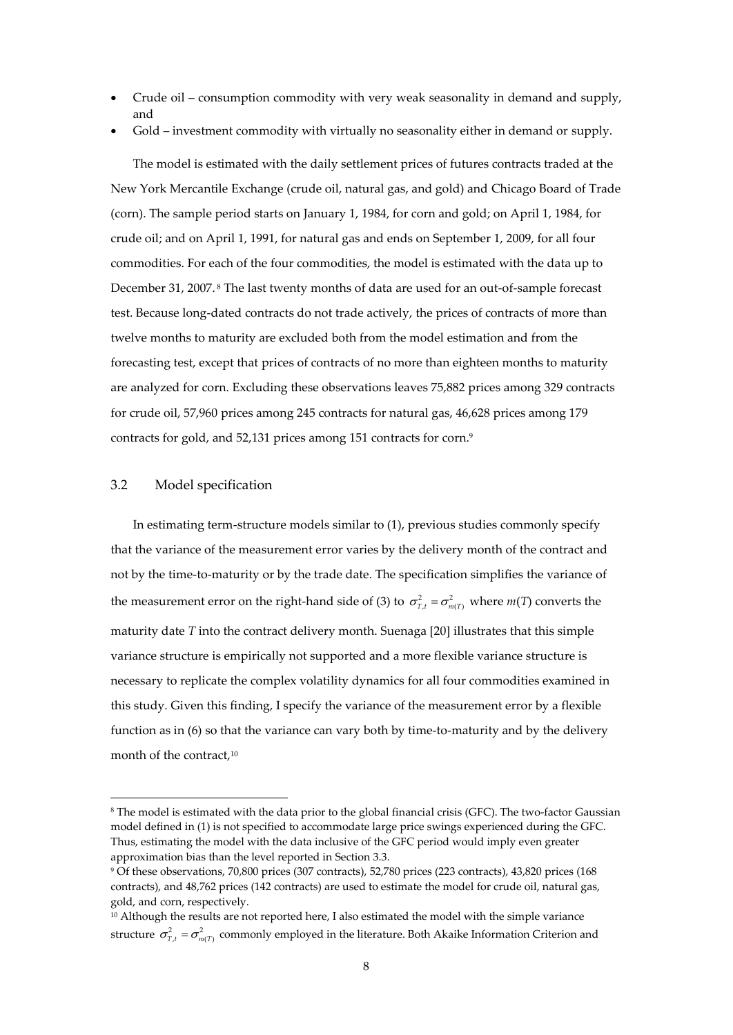- Crude oil – consumption commodity with very weak seasonality in demand and supply, and
- Gold – investment commodity with virtually no seasonality either in demand or supply.

The model is estimated with the daily settlement prices of futures contracts traded at the New York Mercantile Exchange (crude oil, natural gas, and gold) and Chicago Board of Trade (corn). The sample period starts on January 1, 1984, for corn and gold; on April 1, 1984, for crude oil; and on April 1, 1991, for natural gas and ends on September 1, 2009, for all four commodities. For each of the four commodities, the model is estimated with the data up to December 31, 2007.[8] The last twenty months of data are used for an out-of-sample forecast test. Because long-dated contracts do not trade actively, the prices of contracts of more than twelve months to maturity are excluded both from the model estimation and from the forecasting test, except that prices of contracts of no more than eighteen months to maturity are analyzed for corn. Excluding these observations leaves 75,882 prices among 329 contracts for crude oil, 57,960 prices among 245 contracts for natural gas, 46,628 prices among 179 contracts for gold, and 52,131 prices among 151 contracts for corn.[9]

## 3.2 Model specification

In estimating term-structure models similar to (1), previous studies commonly specify that the variance of the measurement error varies by the delivery month of the contract and not by the time-to-maturity or by the trade date. The specification simplifies the variance of the measurement error on the right-hand side of (3) to $\sigma_{T,t}^2 = \sigma_{m(T)}^2$ where $m(T)$ converts the maturity date $T$ into the contract delivery month. Suenaga [20] illustrates that this simple variance structure is empirically not supported and a more flexible variance structure is necessary to replicate the complex volatility dynamics for all four commodities examined in this study. Given this finding, I specify the variance of the measurement error by a flexible function as in (6) so that the variance can vary both by time-to-maturity and by the delivery month of the contract,[10]

[8] The model is estimated with the data prior to the global financial crisis (GFC). The two-factor Gaussian model defined in (1) is not specified to accommodate large price swings experienced during the GFC. Thus, estimating the model with the data inclusive of the GFC period would imply even greater approximation bias than the level reported in Section 3.3.

[9] Of these observations, 70,800 prices (307 contracts), 52,780 prices (223 contracts), 43,820 prices (168 contracts), and 48,762 prices (142 contracts) are used to estimate the model for crude oil, natural gas, gold, and corn, respectively.

[10] Although the results are not reported here, I also estimated the model with the simple variance structure $\sigma_{T,t}^2 = \sigma_{m(T)}^2$ commonly employed in the literature. Both Akaike Information Criterion and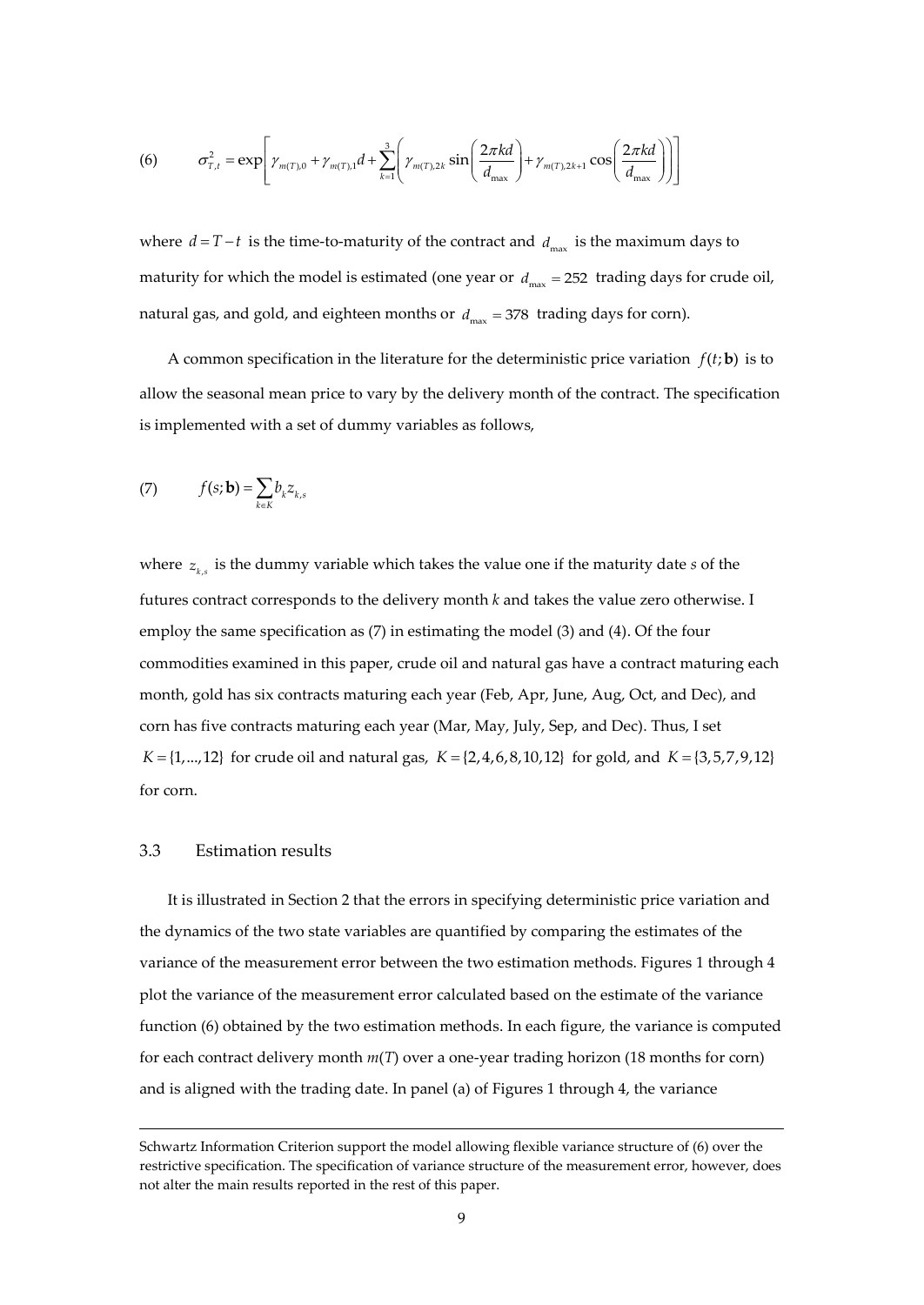$$\text{(6)} \qquad \sigma_{T,t}^2 = \exp\left[ \gamma_{m(T),0} + \gamma_{m(T),1} d + \sum_{k=1}^{3} \left( \gamma_{m(T),2k} \sin\left( \frac{2\pi k d}{d_{\max}} \right) + \gamma_{m(T),2k+1} \cos\left( \frac{2\pi k d}{d_{\max}} \right) \right) \right]$$

where $d = T - t$ is the time-to-maturity of the contract and $d_{\max}$ is the maximum days to maturity for which the model is estimated (one year or $d_{\max} = 252$ trading days for crude oil, natural gas, and gold, and eighteen months or $d_{\max} = 378$ trading days for corn).

A common specification in the literature for the deterministic price variation $f(t;\mathbf{b})$ is to allow the seasonal mean price to vary by the delivery month of the contract. The specification is implemented with a set of dummy variables as follows,

$$\text{(7)} \qquad f(s;\mathbf{b}) = \sum_{k \in K} b_k z_{k,s}$$

where $z_{k,s}$ is the dummy variable which takes the value one if the maturity date $s$ of the futures contract corresponds to the delivery month $k$ and takes the value zero otherwise. I employ the same specification as (7) in estimating the model (3) and (4). Of the four commodities examined in this paper, crude oil and natural gas have a contract maturing each month, gold has six contracts maturing each year (Feb, Apr, June, Aug, Oct, and Dec), and corn has five contracts maturing each year (Mar, May, July, Sep, and Dec). Thus, I set $K = \{1, \ldots, 12\}$ for crude oil and natural gas, $K = \{2,4,6,8,10,12\}$ for gold, and $K = \{3,5,7,9,12\}$ for corn.

### 3.3 Estimation results

It is illustrated in Section 2 that the errors in specifying deterministic price variation and the dynamics of the two state variables are quantified by comparing the estimates of the variance of the measurement error between the two estimation methods. Figures 1 through 4 plot the variance of the measurement error calculated based on the estimate of the variance function (6) obtained by the two estimation methods. In each figure, the variance is computed for each contract delivery month $m(T)$ over a one-year trading horizon (18 months for corn) and is aligned with the trading date. In panel (a) of Figures 1 through 4, the variance

Schwartz Information Criterion support the model allowing flexible variance structure of (6) over the restrictive specification. The specification of variance structure of the measurement error, however, does not alter the main results reported in the rest of this paper.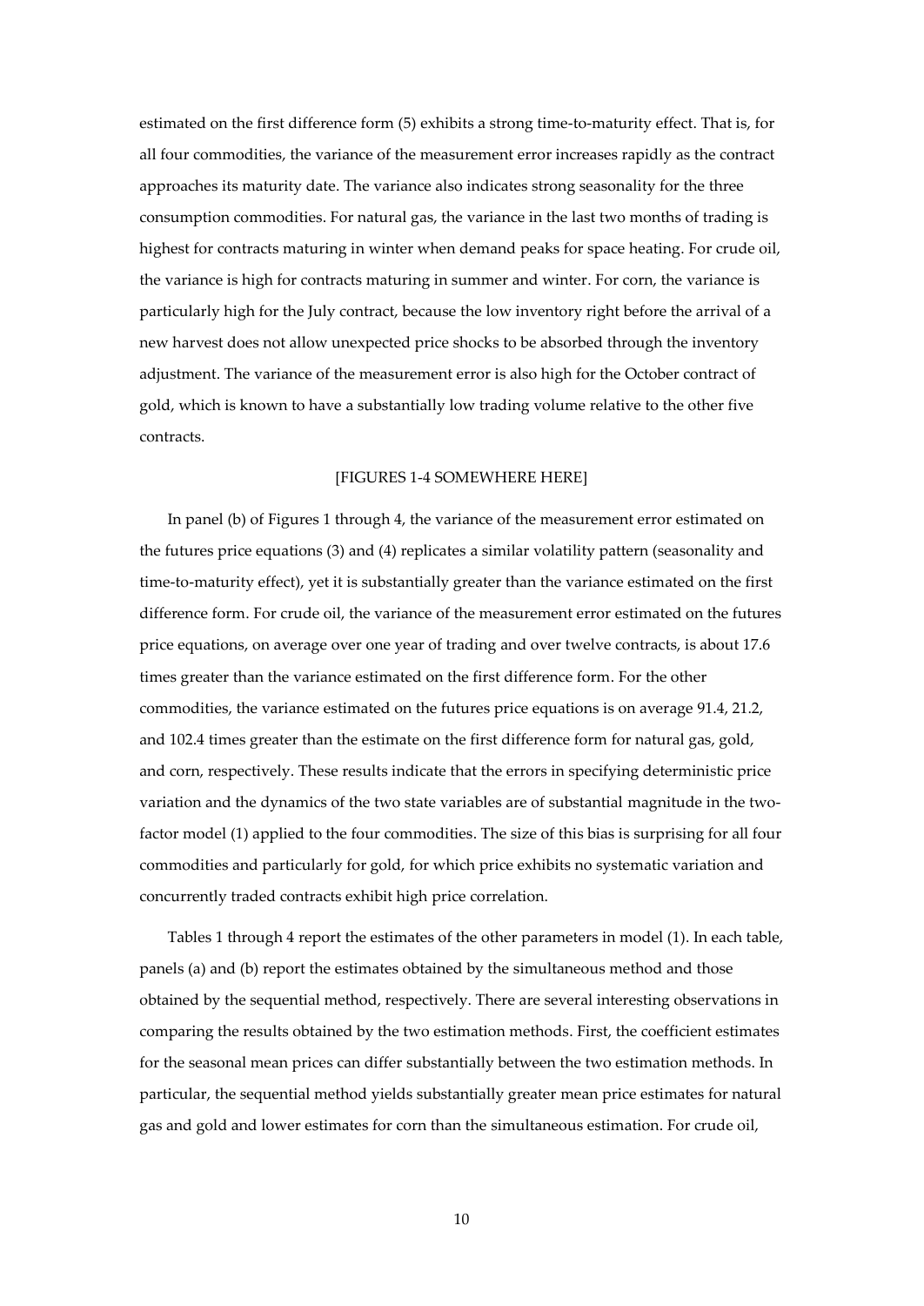estimated on the first difference form (5) exhibits a strong time-to-maturity effect. That is, for all four commodities, the variance of the measurement error increases rapidly as the contract approaches its maturity date. The variance also indicates strong seasonality for the three consumption commodities. For natural gas, the variance in the last two months of trading is highest for contracts maturing in winter when demand peaks for space heating. For crude oil, the variance is high for contracts maturing in summer and winter. For corn, the variance is particularly high for the July contract, because the low inventory right before the arrival of a new harvest does not allow unexpected price shocks to be absorbed through the inventory adjustment. The variance of the measurement error is also high for the October contract of gold, which is known to have a substantially low trading volume relative to the other five contracts.

[FIGURES 1-4 SOMEWHERE HERE]

In panel (b) of Figures 1 through 4, the variance of the measurement error estimated on the futures price equations (3) and (4) replicates a similar volatility pattern (seasonality and time-to-maturity effect), yet it is substantially greater than the variance estimated on the first difference form. For crude oil, the variance of the measurement error estimated on the futures price equations, on average over one year of trading and over twelve contracts, is about 17.6 times greater than the variance estimated on the first difference form. For the other commodities, the variance estimated on the futures price equations is on average 91.4, 21.2, and 102.4 times greater than the estimate on the first difference form for natural gas, gold, and corn, respectively. These results indicate that the errors in specifying deterministic price variation and the dynamics of the two state variables are of substantial magnitude in the two-factor model (1) applied to the four commodities. The size of this bias is surprising for all four commodities and particularly for gold, for which price exhibits no systematic variation and concurrently traded contracts exhibit high price correlation.

Tables 1 through 4 report the estimates of the other parameters in model (1). In each table, panels (a) and (b) report the estimates obtained by the simultaneous method and those obtained by the sequential method, respectively. There are several interesting observations in comparing the results obtained by the two estimation methods. First, the coefficient estimates for the seasonal mean prices can differ substantially between the two estimation methods. In particular, the sequential method yields substantially greater mean price estimates for natural gas and gold and lower estimates for corn than the simultaneous estimation. For crude oil,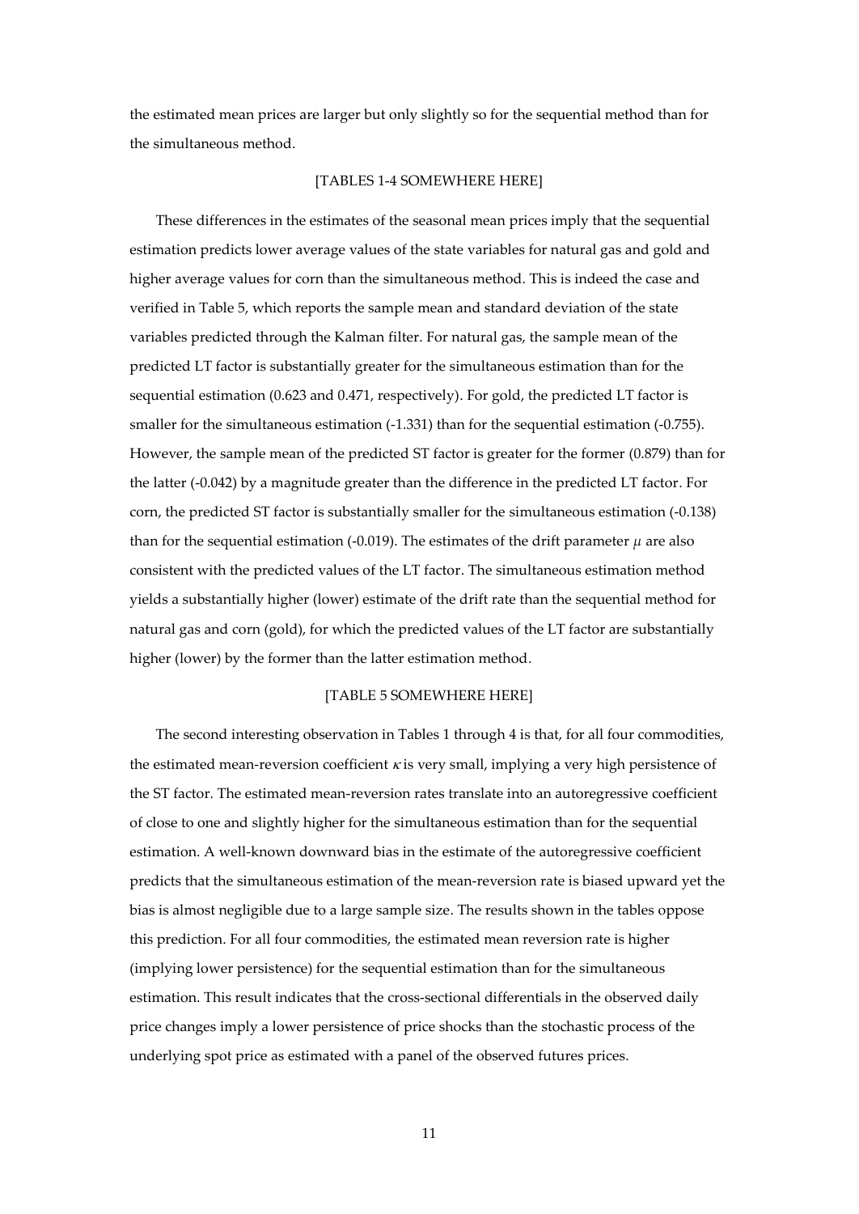the estimated mean prices are larger but only slightly so for the sequential method than for the simultaneous method.

[TABLES 1-4 SOMEWHERE HERE]

These differences in the estimates of the seasonal mean prices imply that the sequential estimation predicts lower average values of the state variables for natural gas and gold and higher average values for corn than the simultaneous method. This is indeed the case and verified in Table 5, which reports the sample mean and standard deviation of the state variables predicted through the Kalman filter. For natural gas, the sample mean of the predicted LT factor is substantially greater for the simultaneous estimation than for the sequential estimation (0.623 and 0.471, respectively). For gold, the predicted LT factor is smaller for the simultaneous estimation (-1.331) than for the sequential estimation (-0.755). However, the sample mean of the predicted ST factor is greater for the former (0.879) than for the latter (-0.042) by a magnitude greater than the difference in the predicted LT factor. For corn, the predicted ST factor is substantially smaller for the simultaneous estimation (-0.138) than for the sequential estimation (-0.019). The estimates of the drift parameter $\mu$ are also consistent with the predicted values of the LT factor. The simultaneous estimation method yields a substantially higher (lower) estimate of the drift rate than the sequential method for natural gas and corn (gold), for which the predicted values of the LT factor are substantially higher (lower) by the former than the latter estimation method.

[TABLE 5 SOMEWHERE HERE]

The second interesting observation in Tables 1 through 4 is that, for all four commodities, the estimated mean-reversion coefficient $\kappa$ is very small, implying a very high persistence of the ST factor. The estimated mean-reversion rates translate into an autoregressive coefficient of close to one and slightly higher for the simultaneous estimation than for the sequential estimation. A well-known downward bias in the estimate of the autoregressive coefficient predicts that the simultaneous estimation of the mean-reversion rate is biased upward yet the bias is almost negligible due to a large sample size. The results shown in the tables oppose this prediction. For all four commodities, the estimated mean reversion rate is higher (implying lower persistence) for the sequential estimation than for the simultaneous estimation. This result indicates that the cross-sectional differentials in the observed daily price changes imply a lower persistence of price shocks than the stochastic process of the underlying spot price as estimated with a panel of the observed futures prices.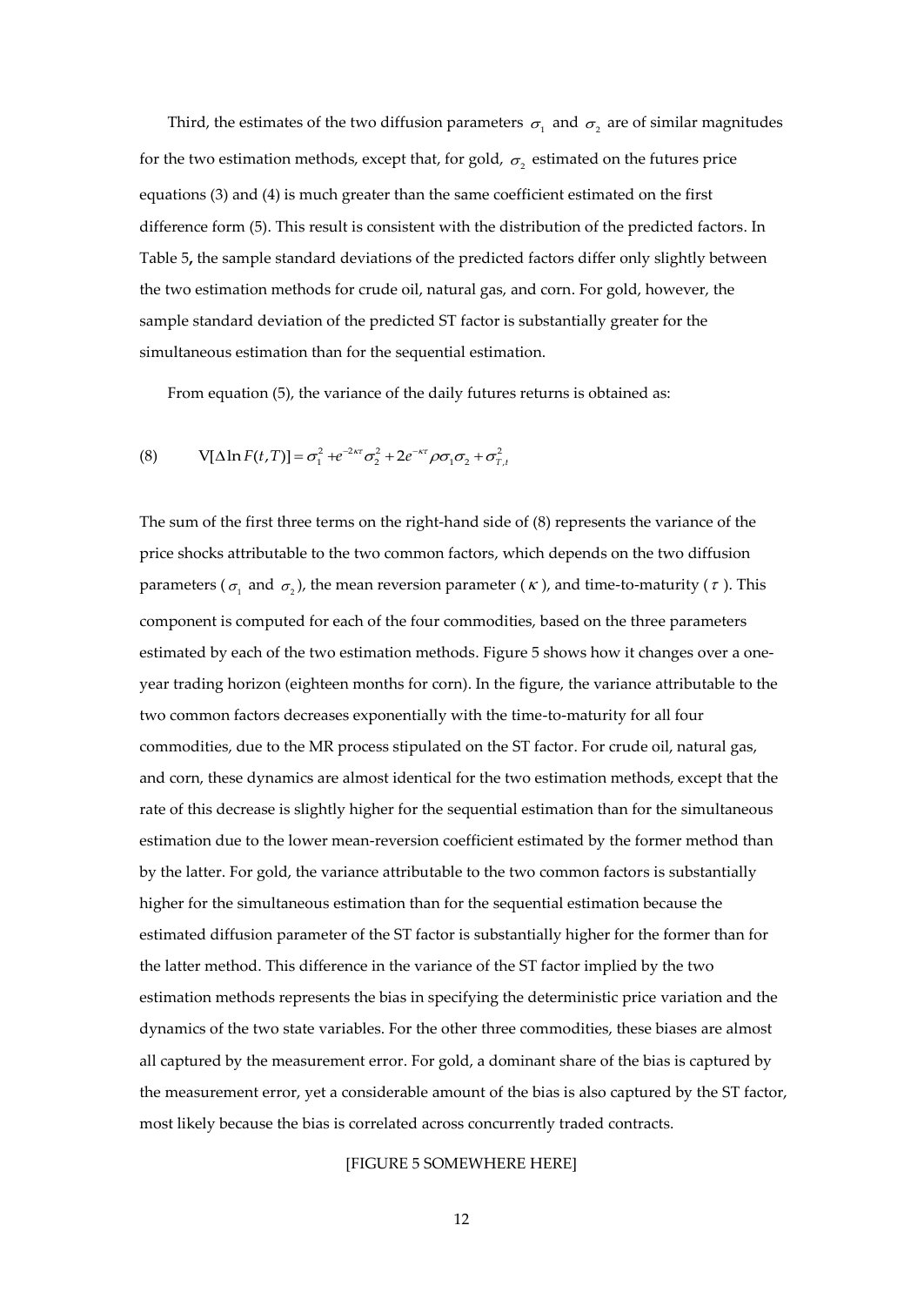Third, the estimates of the two diffusion parameters $\sigma_1$ and $\sigma_2$ are of similar magnitudes for the two estimation methods, except that, for gold, $\sigma_2$ estimated on the futures price equations (3) and (4) is much greater than the same coefficient estimated on the first difference form (5). This result is consistent with the distribution of the predicted factors. In Table 5**,** the sample standard deviations of the predicted factors differ only slightly between the two estimation methods for crude oil, natural gas, and corn. For gold, however, the sample standard deviation of the predicted ST factor is substantially greater for the simultaneous estimation than for the sequential estimation.

From equation (5), the variance of the daily futures returns is obtained as:

$$\text{(8)} \qquad \mathrm{V}[\Delta \ln F(t,T)] = \sigma_1^2 + e^{-2\kappa\tau}\sigma_2^2 + 2e^{-\kappa\tau}\rho\sigma_1\sigma_2 + \sigma_{T,t}^2$$

The sum of the first three terms on the right-hand side of (8) represents the variance of the price shocks attributable to the two common factors, which depends on the two diffusion parameters ($\sigma_1$ and $\sigma_2$), the mean reversion parameter ($\kappa$), and time-to-maturity ($\tau$). This component is computed for each of the four commodities, based on the three parameters estimated by each of the two estimation methods. Figure 5 shows how it changes over a one-year trading horizon (eighteen months for corn). In the figure, the variance attributable to the two common factors decreases exponentially with the time-to-maturity for all four commodities, due to the MR process stipulated on the ST factor. For crude oil, natural gas, and corn, these dynamics are almost identical for the two estimation methods, except that the rate of this decrease is slightly higher for the sequential estimation than for the simultaneous estimation due to the lower mean-reversion coefficient estimated by the former method than by the latter. For gold, the variance attributable to the two common factors is substantially higher for the simultaneous estimation than for the sequential estimation because the estimated diffusion parameter of the ST factor is substantially higher for the former than for the latter method. This difference in the variance of the ST factor implied by the two estimation methods represents the bias in specifying the deterministic price variation and the dynamics of the two state variables. For the other three commodities, these biases are almost all captured by the measurement error. For gold, a dominant share of the bias is captured by the measurement error, yet a considerable amount of the bias is also captured by the ST factor, most likely because the bias is correlated across concurrently traded contracts.

[FIGURE 5 SOMEWHERE HERE]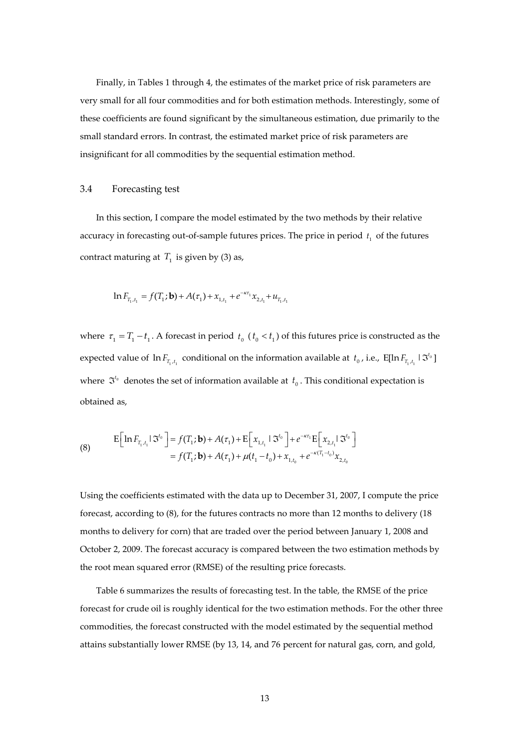Finally, in Tables 1 through 4, the estimates of the market price of risk parameters are very small for all four commodities and for both estimation methods. Interestingly, some of these coefficients are found significant by the simultaneous estimation, due primarily to the small standard errors. In contrast, the estimated market price of risk parameters are insignificant for all commodities by the sequential estimation method.

### 3.4 Forecasting test

In this section, I compare the model estimated by the two methods by their relative accuracy in forecasting out-of-sample futures prices. The price in period $t_1$ of the futures contract maturing at $T_1$ is given by (3) as,

$$\ln F_{T_1,t_1} = f(T_1;\mathbf{b}) + A(\tau_1) + x_{1,t_1} + e^{-\kappa\tau_1} x_{2,t_1} + u_{T_1,t_1}$$

where $\tau_1 = T_1 - t_1$. A forecast in period $t_0$ ($t_0 < t_1$) of this futures price is constructed as the expected value of $\ln F_{T_1,t_1}$ conditional on the information available at $t_0$, i.e., $\mathrm{E}[\ln F_{T_1,t_1} \mid \mathfrak{I}^{t_0}]$ where $\mathfrak{I}^{t_0}$ denotes the set of information available at $t_0$. This conditional expectation is obtained as,

$$\begin{aligned}(8) \qquad \mathrm{E}\left[\ln F_{T_1,t_1} \mid \mathfrak{I}^{t_0}\right] &= f(T_1;\mathbf{b}) + A(\tau_1) + \mathrm{E}\left[x_{1,t_1} \mid \mathfrak{I}^{t_0}\right] + e^{-\kappa\tau_1}\mathrm{E}\left[x_{2,t_1} \mid \mathfrak{I}^{t_0}\right] \\ &= f(T_1;\mathbf{b}) + A(\tau_1) + \mu(t_1 - t_0) + x_{1,t_0} + e^{-\kappa(T_1 - t_0)} x_{2,t_0}\end{aligned}$$

Using the coefficients estimated with the data up to December 31, 2007, I compute the price forecast, according to (8), for the futures contracts no more than 12 months to delivery (18 months to delivery for corn) that are traded over the period between January 1, 2008 and October 2, 2009. The forecast accuracy is compared between the two estimation methods by the root mean squared error (RMSE) of the resulting price forecasts.

Table 6 summarizes the results of forecasting test. In the table, the RMSE of the price forecast for crude oil is roughly identical for the two estimation methods. For the other three commodities, the forecast constructed with the model estimated by the sequential method attains substantially lower RMSE (by 13, 14, and 76 percent for natural gas, corn, and gold,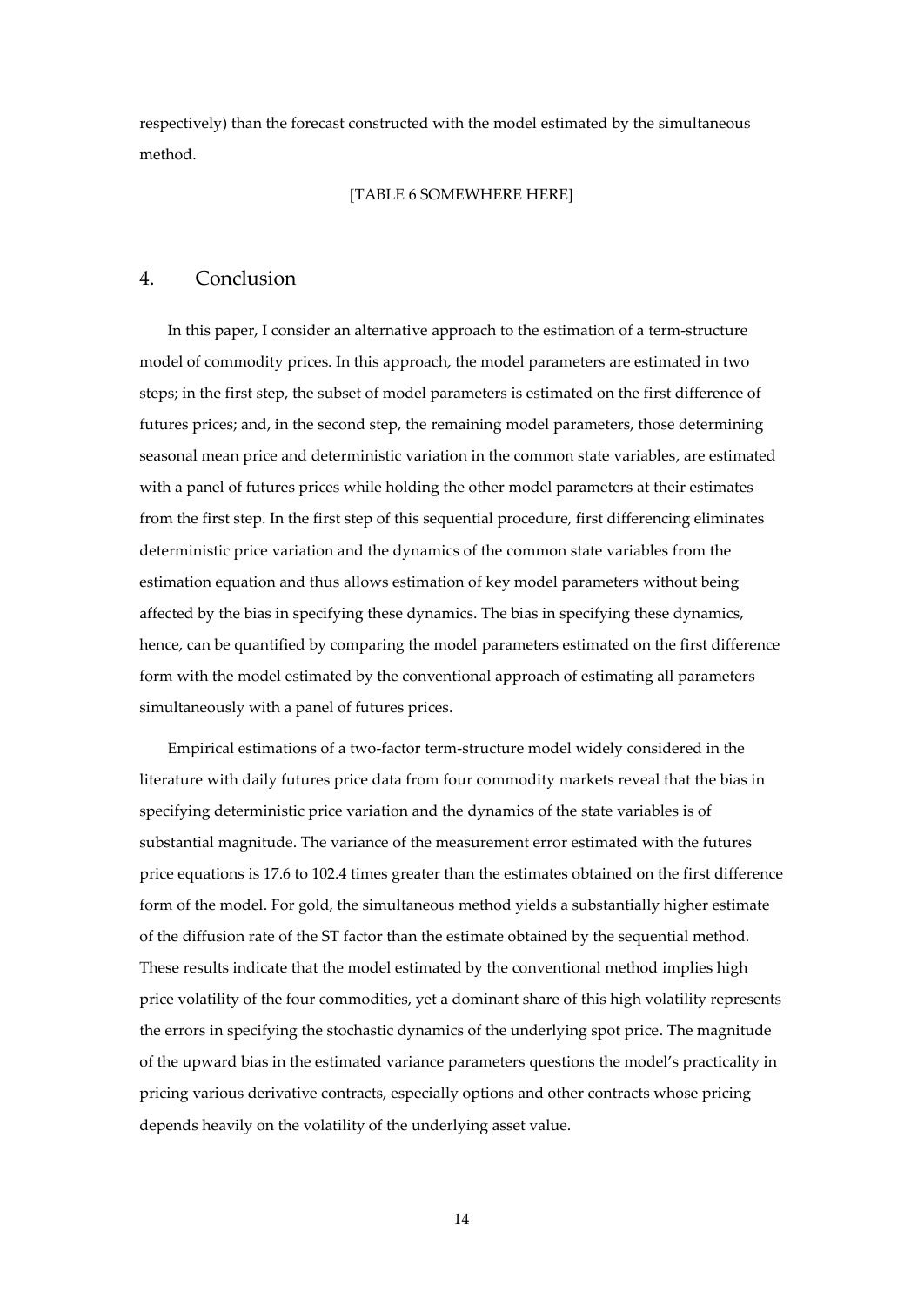respectively) than the forecast constructed with the model estimated by the simultaneous method.

[TABLE 6 SOMEWHERE HERE]

## 4. Conclusion

In this paper, I consider an alternative approach to the estimation of a term-structure model of commodity prices. In this approach, the model parameters are estimated in two steps; in the first step, the subset of model parameters is estimated on the first difference of futures prices; and, in the second step, the remaining model parameters, those determining seasonal mean price and deterministic variation in the common state variables, are estimated with a panel of futures prices while holding the other model parameters at their estimates from the first step. In the first step of this sequential procedure, first differencing eliminates deterministic price variation and the dynamics of the common state variables from the estimation equation and thus allows estimation of key model parameters without being affected by the bias in specifying these dynamics. The bias in specifying these dynamics, hence, can be quantified by comparing the model parameters estimated on the first difference form with the model estimated by the conventional approach of estimating all parameters simultaneously with a panel of futures prices.

Empirical estimations of a two-factor term-structure model widely considered in the literature with daily futures price data from four commodity markets reveal that the bias in specifying deterministic price variation and the dynamics of the state variables is of substantial magnitude. The variance of the measurement error estimated with the futures price equations is 17.6 to 102.4 times greater than the estimates obtained on the first difference form of the model. For gold, the simultaneous method yields a substantially higher estimate of the diffusion rate of the ST factor than the estimate obtained by the sequential method. These results indicate that the model estimated by the conventional method implies high price volatility of the four commodities, yet a dominant share of this high volatility represents the errors in specifying the stochastic dynamics of the underlying spot price. The magnitude of the upward bias in the estimated variance parameters questions the model's practicality in pricing various derivative contracts, especially options and other contracts whose pricing depends heavily on the volatility of the underlying asset value.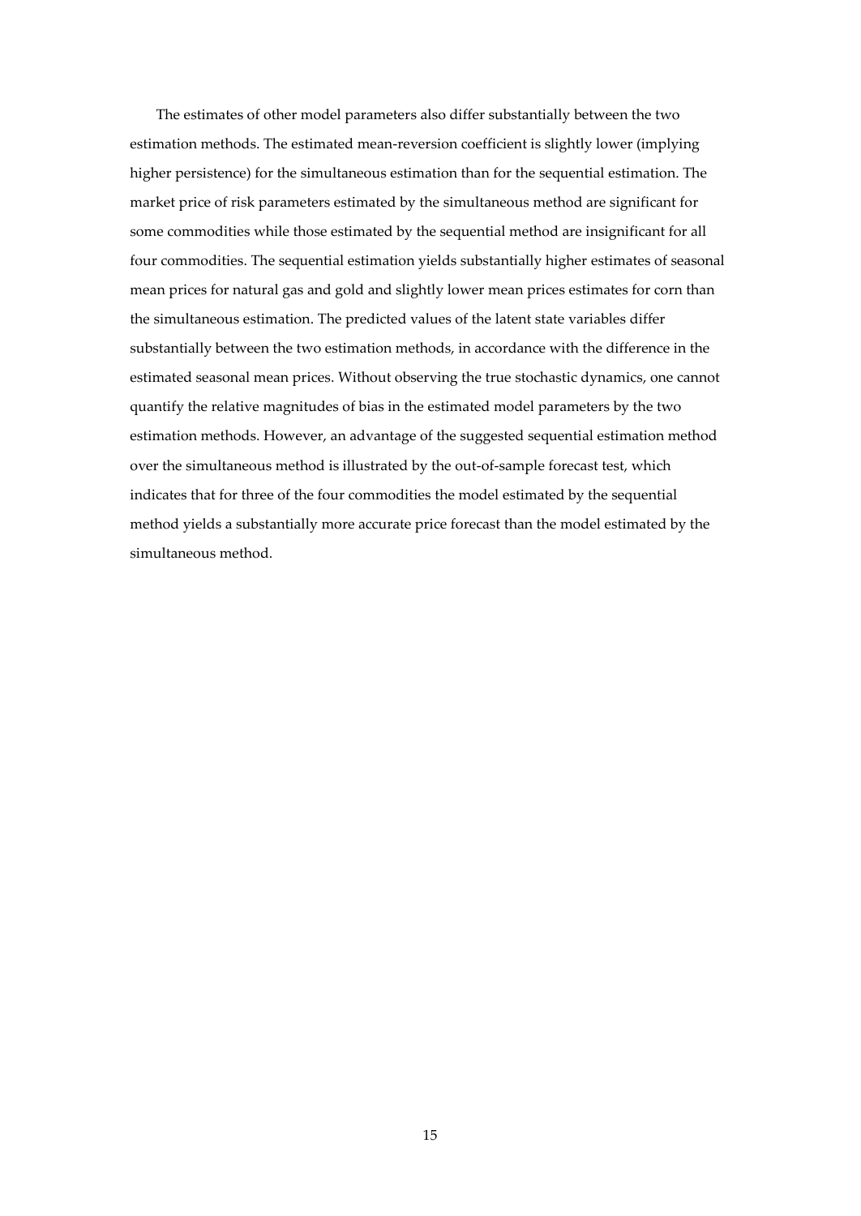The estimates of other model parameters also differ substantially between the two estimation methods. The estimated mean-reversion coefficient is slightly lower (implying higher persistence) for the simultaneous estimation than for the sequential estimation. The market price of risk parameters estimated by the simultaneous method are significant for some commodities while those estimated by the sequential method are insignificant for all four commodities. The sequential estimation yields substantially higher estimates of seasonal mean prices for natural gas and gold and slightly lower mean prices estimates for corn than the simultaneous estimation. The predicted values of the latent state variables differ substantially between the two estimation methods, in accordance with the difference in the estimated seasonal mean prices. Without observing the true stochastic dynamics, one cannot quantify the relative magnitudes of bias in the estimated model parameters by the two estimation methods. However, an advantage of the suggested sequential estimation method over the simultaneous method is illustrated by the out-of-sample forecast test, which indicates that for three of the four commodities the model estimated by the sequential method yields a substantially more accurate price forecast than the model estimated by the simultaneous method.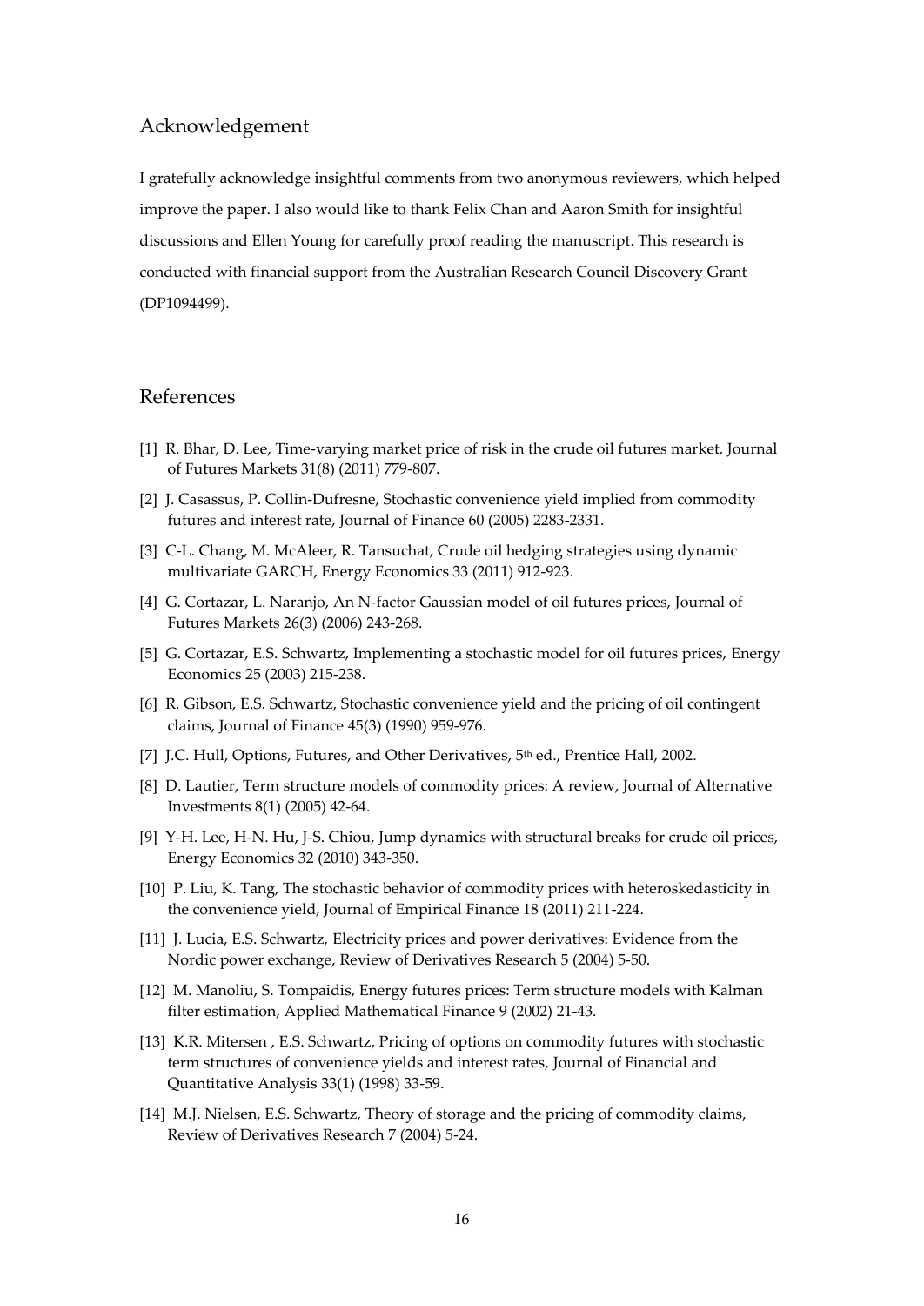## Acknowledgement

I gratefully acknowledge insightful comments from two anonymous reviewers, which helped improve the paper. I also would like to thank Felix Chan and Aaron Smith for insightful discussions and Ellen Young for carefully proof reading the manuscript. This research is conducted with financial support from the Australian Research Council Discovery Grant (DP1094499).

## References

[1] R. Bhar, D. Lee, Time-varying market price of risk in the crude oil futures market, Journal of Futures Markets 31(8) (2011) 779-807.

[2] J. Casassus, P. Collin-Dufresne, Stochastic convenience yield implied from commodity futures and interest rate, Journal of Finance 60 (2005) 2283-2331.

[3] C-L. Chang, M. McAleer, R. Tansuchat, Crude oil hedging strategies using dynamic multivariate GARCH, Energy Economics 33 (2011) 912-923.

[4] G. Cortazar, L. Naranjo, An N-factor Gaussian model of oil futures prices, Journal of Futures Markets 26(3) (2006) 243-268.

[5] G. Cortazar, E.S. Schwartz, Implementing a stochastic model for oil futures prices, Energy Economics 25 (2003) 215-238.

[6] R. Gibson, E.S. Schwartz, Stochastic convenience yield and the pricing of oil contingent claims, Journal of Finance 45(3) (1990) 959-976.

[7] J.C. Hull, Options, Futures, and Other Derivatives, 5th ed., Prentice Hall, 2002.

[8] D. Lautier, Term structure models of commodity prices: A review, Journal of Alternative Investments 8(1) (2005) 42-64.

[9] Y-H. Lee, H-N. Hu, J-S. Chiou, Jump dynamics with structural breaks for crude oil prices, Energy Economics 32 (2010) 343-350.

[10] P. Liu, K. Tang, The stochastic behavior of commodity prices with heteroskedasticity in the convenience yield, Journal of Empirical Finance 18 (2011) 211-224.

[11] J. Lucia, E.S. Schwartz, Electricity prices and power derivatives: Evidence from the Nordic power exchange, Review of Derivatives Research 5 (2004) 5-50.

[12] M. Manoliu, S. Tompaidis, Energy futures prices: Term structure models with Kalman filter estimation, Applied Mathematical Finance 9 (2002) 21-43.

[13] K.R. Mitersen , E.S. Schwartz, Pricing of options on commodity futures with stochastic term structures of convenience yields and interest rates, Journal of Financial and Quantitative Analysis 33(1) (1998) 33-59.

[14] M.J. Nielsen, E.S. Schwartz, Theory of storage and the pricing of commodity claims, Review of Derivatives Research 7 (2004) 5-24.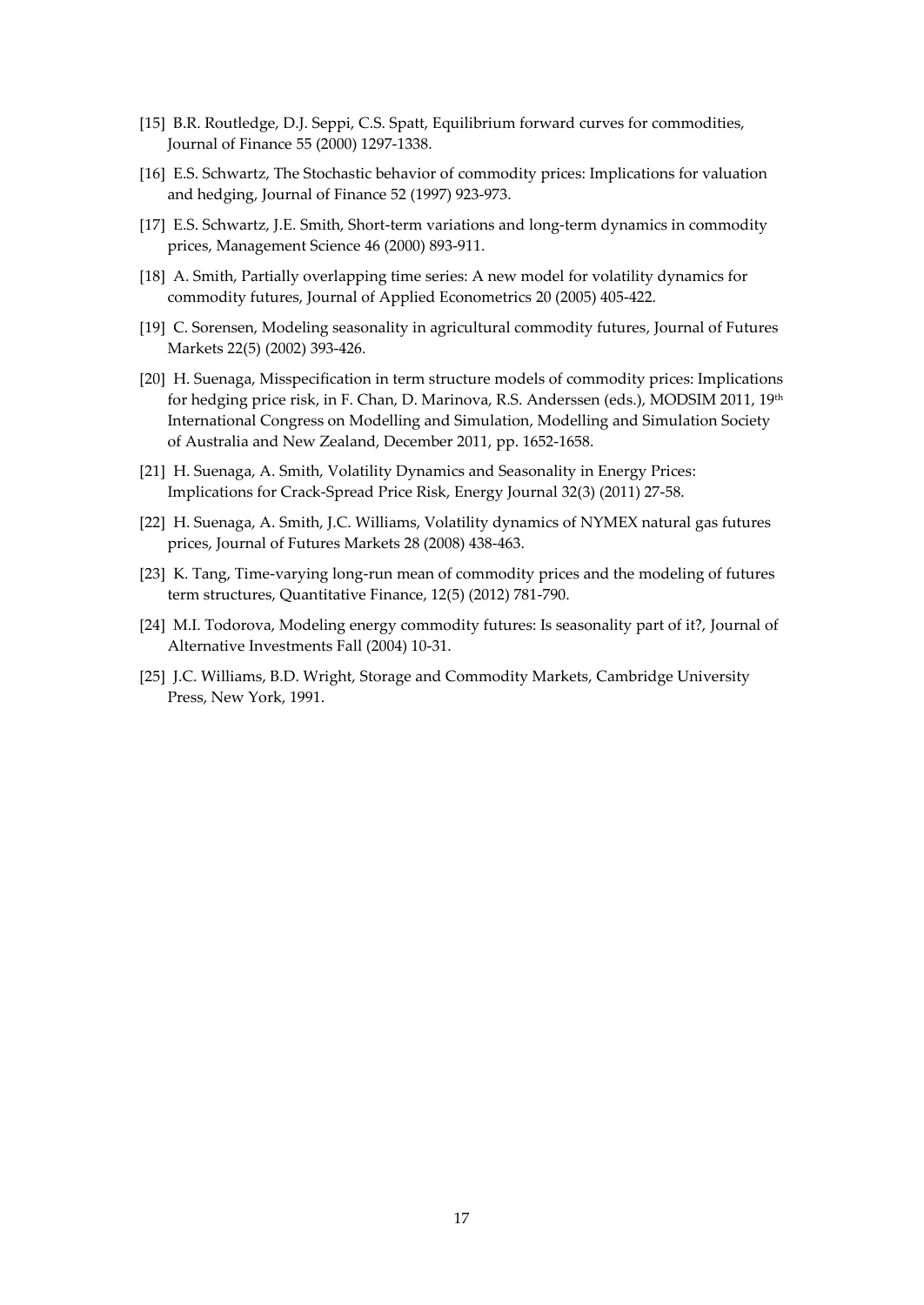[15] B.R. Routledge, D.J. Seppi, C.S. Spatt, Equilibrium forward curves for commodities, Journal of Finance 55 (2000) 1297-1338.

[16] E.S. Schwartz, The Stochastic behavior of commodity prices: Implications for valuation and hedging, Journal of Finance 52 (1997) 923-973.

[17] E.S. Schwartz, J.E. Smith, Short-term variations and long-term dynamics in commodity prices, Management Science 46 (2000) 893-911.

[18] A. Smith, Partially overlapping time series: A new model for volatility dynamics for commodity futures, Journal of Applied Econometrics 20 (2005) 405-422.

[19] C. Sorensen, Modeling seasonality in agricultural commodity futures, Journal of Futures Markets 22(5) (2002) 393-426.

[20] H. Suenaga, Misspecification in term structure models of commodity prices: Implications for hedging price risk, in F. Chan, D. Marinova, R.S. Anderssen (eds.), MODSIM 2011, 19th International Congress on Modelling and Simulation, Modelling and Simulation Society of Australia and New Zealand, December 2011, pp. 1652-1658.

[21] H. Suenaga, A. Smith, Volatility Dynamics and Seasonality in Energy Prices: Implications for Crack-Spread Price Risk, Energy Journal 32(3) (2011) 27-58.

[22] H. Suenaga, A. Smith, J.C. Williams, Volatility dynamics of NYMEX natural gas futures prices, Journal of Futures Markets 28 (2008) 438-463.

[23] K. Tang, Time-varying long-run mean of commodity prices and the modeling of futures term structures, Quantitative Finance, 12(5) (2012) 781-790.

[24] M.I. Todorova, Modeling energy commodity futures: Is seasonality part of it?, Journal of Alternative Investments Fall (2004) 10-31.

[25] J.C. Williams, B.D. Wright, Storage and Commodity Markets, Cambridge University Press, New York, 1991.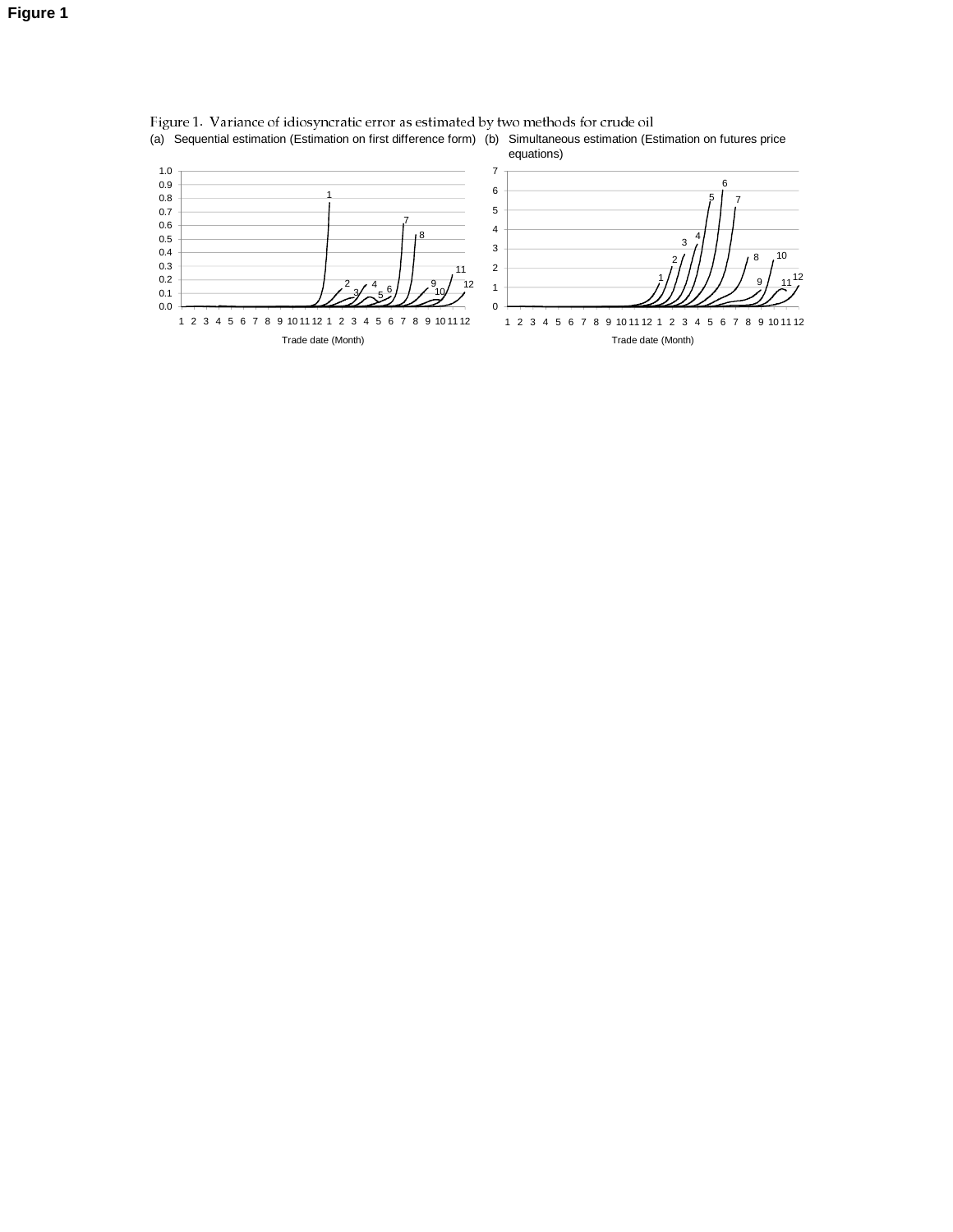**Figure 1**

Figure 1. Variance of idiosyncratic error as estimated by two methods for crude oil

(a) Sequential estimation (Estimation on first difference form)

(b) Simultaneous estimation (Estimation on futures price equations)

Trade date (Month)

Trade date (Month)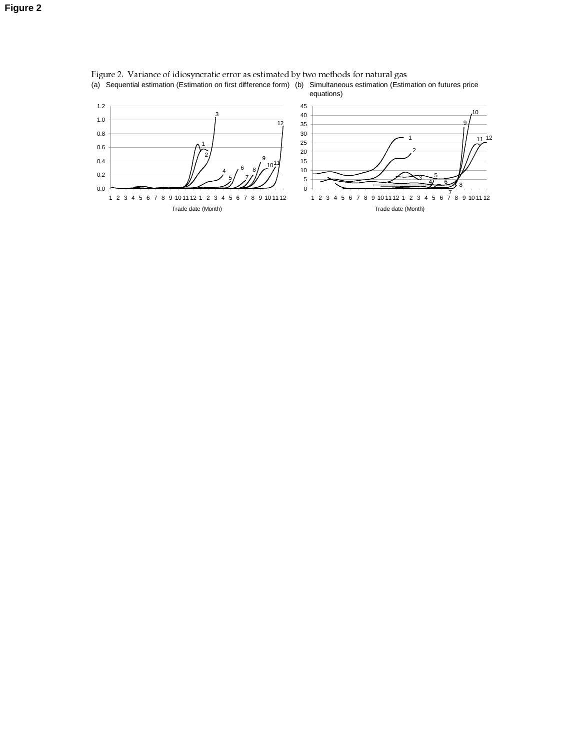**Figure 2**

Figure 2. Variance of idiosyncratic error as estimated by two methods for natural gas

(a) Sequential estimation (Estimation on first difference form)

(b) Simultaneous estimation (Estimation on futures price equations)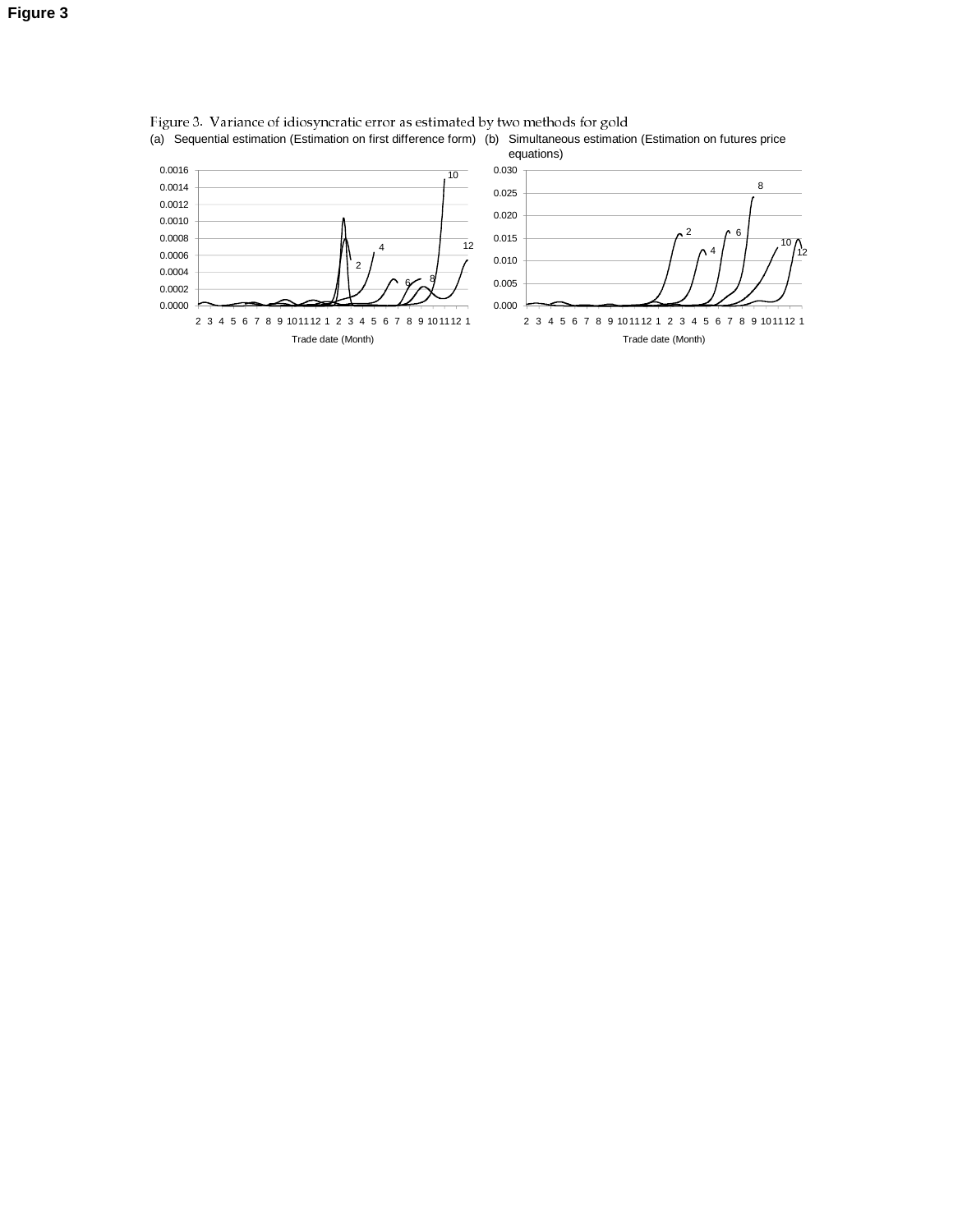**Figure 3**

Figure 3. Variance of idiosyncratic error as estimated by two methods for gold

(a) Sequential estimation (Estimation on first difference form)

(b) Simultaneous estimation (Estimation on futures price equations)

Trade date (Month)

Trade date (Month)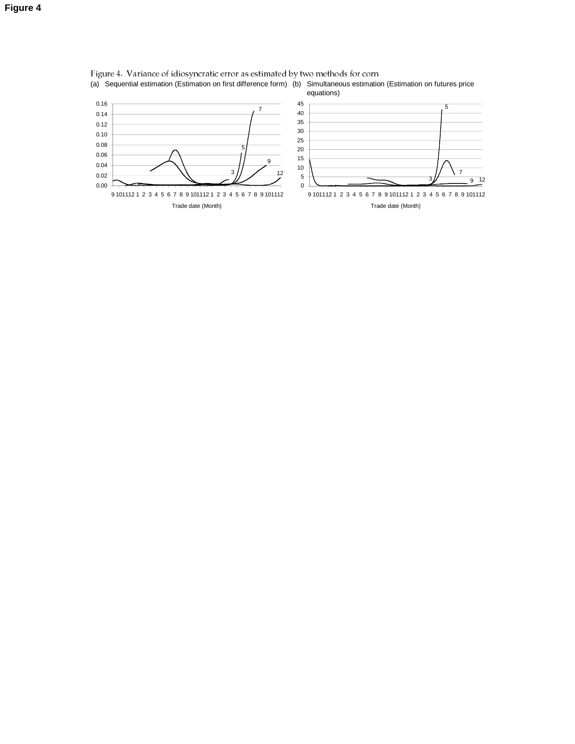**Figure 4**

Figure 4. Variance of idiosyncratic error as estimated by two methods for corn

(a) Sequential estimation (Estimation on first difference form)

(b) Simultaneous estimation (Estimation on futures price equations)

Trade date (Month)

Trade date (Month)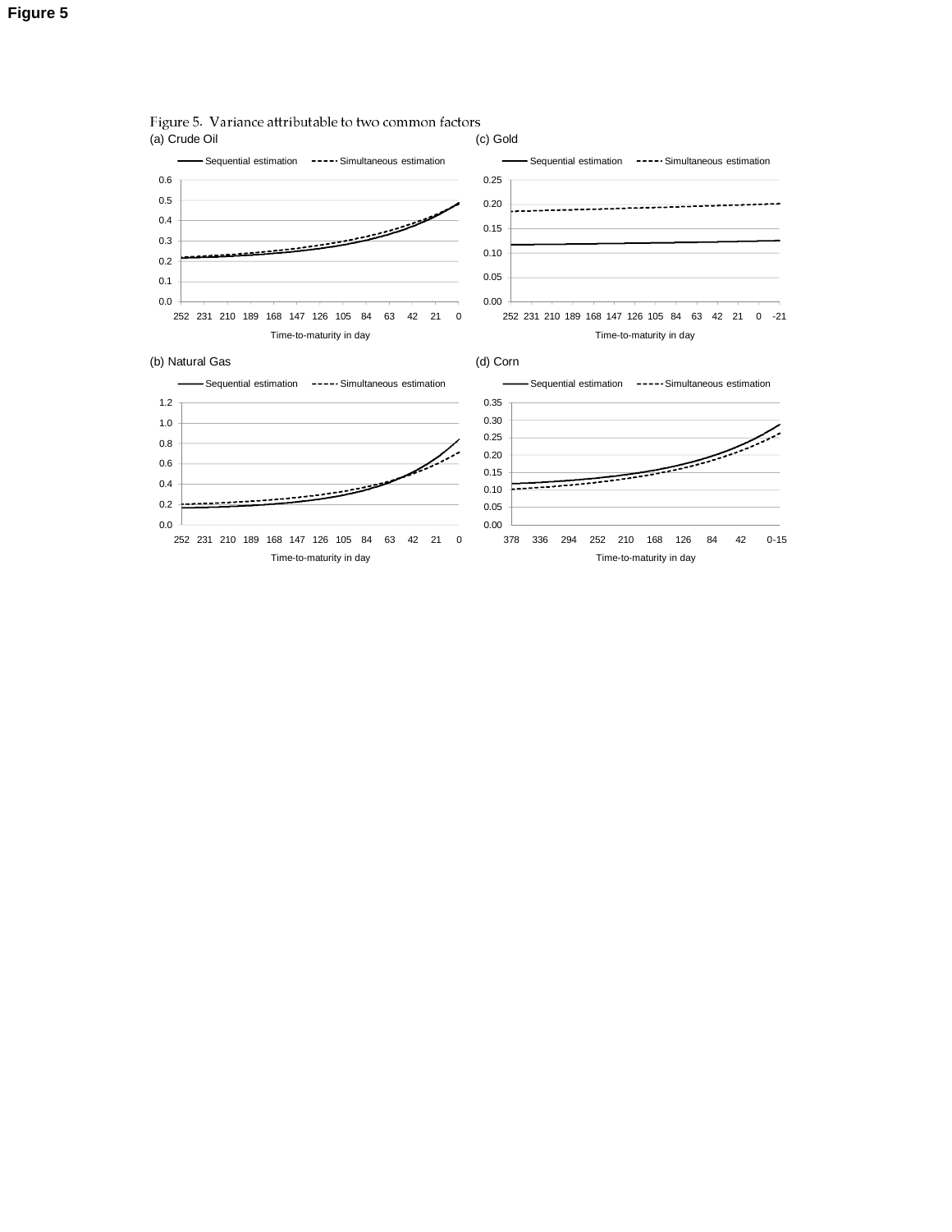**Figure 5**

Figure 5. Variance attributable to two common factors

(a) Crude Oil

(b) Natural Gas

(c) Gold

(d) Corn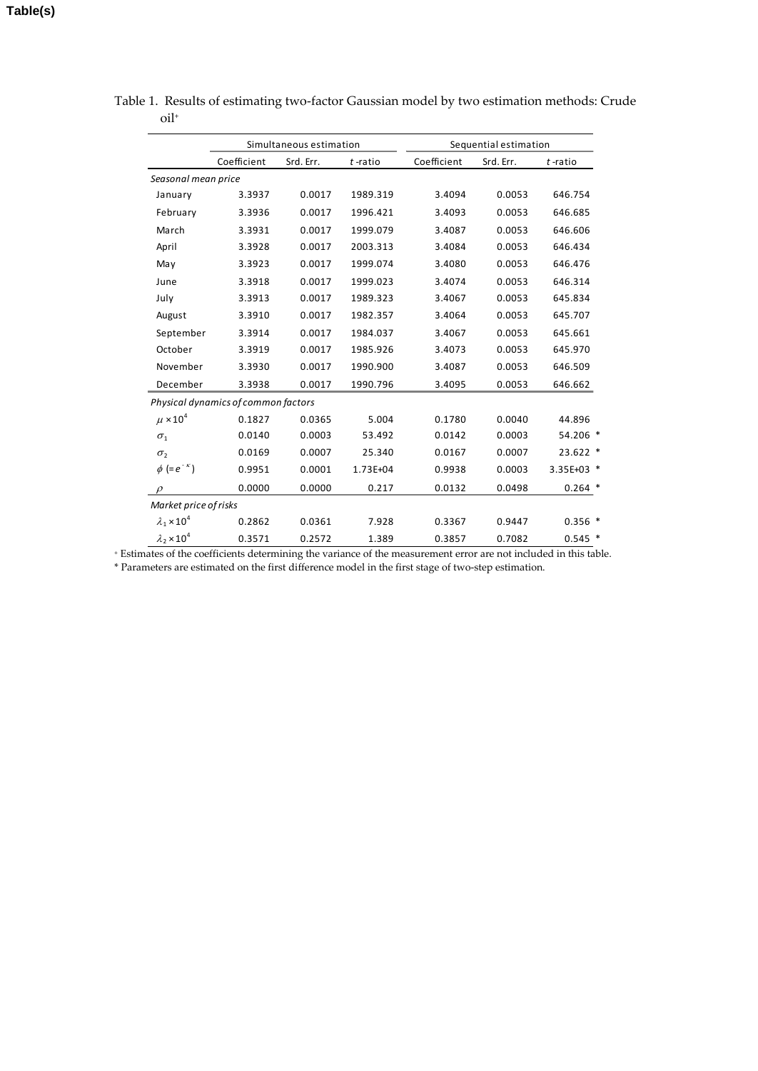Table(s)

Table 1. Results of estimating two-factor Gaussian model by two estimation methods: Crude oil[+]

| | Simultaneous estimation | | | Sequential estimation | | |
|---|---|---|---|---|---|---|
| | Coefficient | Srd. Err. | *t*-ratio | Coefficient | Srd. Err. | *t*-ratio |
| *Seasonal mean price* | | | | | | |
| January | 3.3937 | 0.0017 | 1989.319 | 3.4094 | 0.0053 | 646.754 |
| February | 3.3936 | 0.0017 | 1996.421 | 3.4093 | 0.0053 | 646.685 |
| March | 3.3931 | 0.0017 | 1999.079 | 3.4087 | 0.0053 | 646.606 |
| April | 3.3928 | 0.0017 | 2003.313 | 3.4084 | 0.0053 | 646.434 |
| May | 3.3923 | 0.0017 | 1999.074 | 3.4080 | 0.0053 | 646.476 |
| June | 3.3918 | 0.0017 | 1999.023 | 3.4074 | 0.0053 | 646.314 |
| July | 3.3913 | 0.0017 | 1989.323 | 3.4067 | 0.0053 | 645.834 |
| August | 3.3910 | 0.0017 | 1982.357 | 3.4064 | 0.0053 | 645.707 |
| September | 3.3914 | 0.0017 | 1984.037 | 3.4067 | 0.0053 | 645.661 |
| October | 3.3919 | 0.0017 | 1985.926 | 3.4073 | 0.0053 | 645.970 |
| November | 3.3930 | 0.0017 | 1990.900 | 3.4087 | 0.0053 | 646.509 |
| December | 3.3938 | 0.0017 | 1990.796 | 3.4095 | 0.0053 | 646.662 |
| *Physical dynamics of common factors* | | | | | | |
| $\mu \times 10^4$ | 0.1827 | 0.0365 | 5.004 | 0.1780 | 0.0040 | 44.896 |
| $\sigma_1$ | 0.0140 | 0.0003 | 53.492 | 0.0142 | 0.0003 | 54.206 * |
| $\sigma_2$ | 0.0169 | 0.0007 | 25.340 | 0.0167 | 0.0007 | 23.622 * |
| $\phi$ $(=e^{-\kappa})$ | 0.9951 | 0.0001 | 1.73E+04 | 0.9938 | 0.0003 | 3.35E+03 * |
| $\rho$ | 0.0000 | 0.0000 | 0.217 | 0.0132 | 0.0498 | 0.264 * |
| *Market price of risks* | | | | | | |
| $\lambda_1 \times 10^4$ | 0.2862 | 0.0361 | 7.928 | 0.3367 | 0.9447 | 0.356 * |
| $\lambda_2 \times 10^4$ | 0.3571 | 0.2572 | 1.389 | 0.3857 | 0.7082 | 0.545 * |

[+] Estimates of the coefficients determining the variance of the measurement error are not included in this table.

* Parameters are estimated on the first difference model in the first stage of two-step estimation.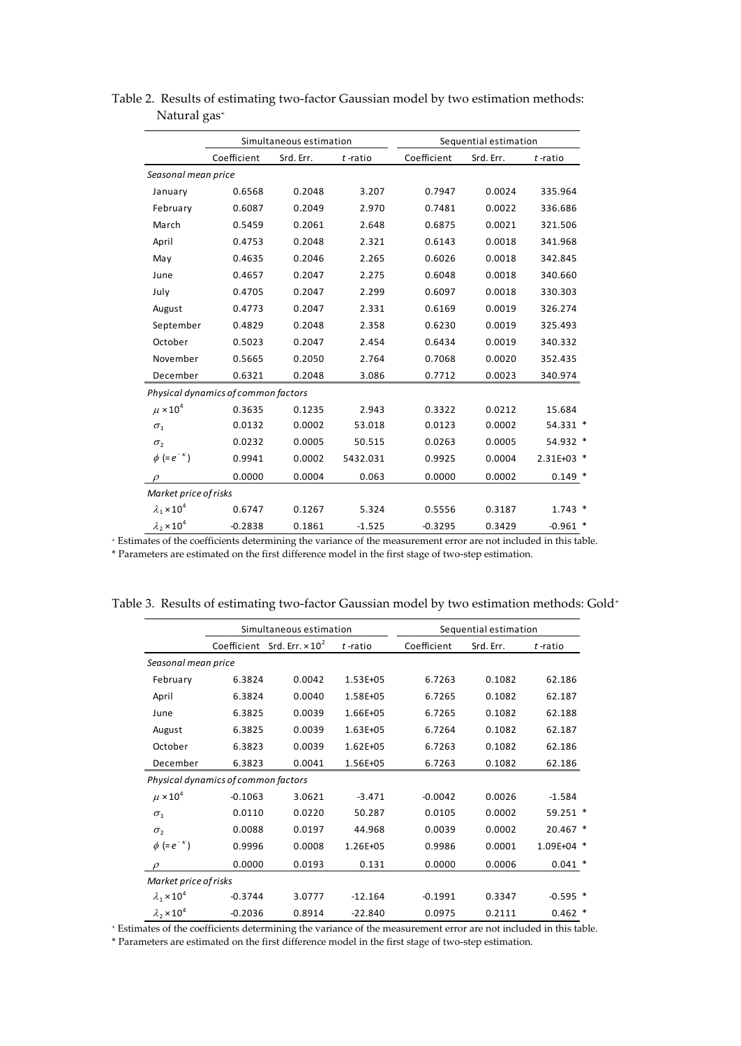Table 2. Results of estimating two-factor Gaussian model by two estimation methods: Natural gas[+]

| | Simultaneous estimation | | | Sequential estimation | | |
|---|---|---|---|---|---|---|
| | Coefficient | Srd. Err. | *t*-ratio | Coefficient | Srd. Err. | *t*-ratio |
| *Seasonal mean price* | | | | | | |
| January | 0.6568 | 0.2048 | 3.207 | 0.7947 | 0.0024 | 335.964 |
| February | 0.6087 | 0.2049 | 2.970 | 0.7481 | 0.0022 | 336.686 |
| March | 0.5459 | 0.2061 | 2.648 | 0.6875 | 0.0021 | 321.506 |
| April | 0.4753 | 0.2048 | 2.321 | 0.6143 | 0.0018 | 341.968 |
| May | 0.4635 | 0.2046 | 2.265 | 0.6026 | 0.0018 | 342.845 |
| June | 0.4657 | 0.2047 | 2.275 | 0.6048 | 0.0018 | 340.660 |
| July | 0.4705 | 0.2047 | 2.299 | 0.6097 | 0.0018 | 330.303 |
| August | 0.4773 | 0.2047 | 2.331 | 0.6169 | 0.0019 | 326.274 |
| September | 0.4829 | 0.2048 | 2.358 | 0.6230 | 0.0019 | 325.493 |
| October | 0.5023 | 0.2047 | 2.454 | 0.6434 | 0.0019 | 340.332 |
| November | 0.5665 | 0.2050 | 2.764 | 0.7068 | 0.0020 | 352.435 |
| December | 0.6321 | 0.2048 | 3.086 | 0.7712 | 0.0023 | 340.974 |
| *Physical dynamics of common factors* | | | | | | |
| $\mu \times 10^4$ | 0.3635 | 0.1235 | 2.943 | 0.3322 | 0.0212 | 15.684 |
| $\sigma_1$ | 0.0132 | 0.0002 | 53.018 | 0.0123 | 0.0002 | 54.331 * |
| $\sigma_2$ | 0.0232 | 0.0005 | 50.515 | 0.0263 | 0.0005 | 54.932 * |
| $\phi\ (=e^{-\kappa})$ | 0.9941 | 0.0002 | 5432.031 | 0.9925 | 0.0004 | 2.31E+03 * |
| $\rho$ | 0.0000 | 0.0004 | 0.063 | 0.0000 | 0.0002 | 0.149 * |
| *Market price of risks* | | | | | | |
| $\lambda_1 \times 10^4$ | 0.6747 | 0.1267 | 5.324 | 0.5556 | 0.3187 | 1.743 * |
| $\lambda_2 \times 10^4$ | -0.2838 | 0.1861 | -1.525 | -0.3295 | 0.3429 | -0.961 * |

[+] Estimates of the coefficients determining the variance of the measurement error are not included in this table.
* Parameters are estimated on the first difference model in the first stage of two-step estimation.

Table 3. Results of estimating two-factor Gaussian model by two estimation methods: Gold[+]

| | Simultaneous estimation | | | Sequential estimation | | |
|---|---|---|---|---|---|---|
| | Coefficient | Srd. Err. $\times 10^2$ | *t*-ratio | Coefficient | Srd. Err. | *t*-ratio |
| *Seasonal mean price* | | | | | | |
| February | 6.3824 | 0.0042 | 1.53E+05 | 6.7263 | 0.1082 | 62.186 |
| April | 6.3824 | 0.0040 | 1.58E+05 | 6.7265 | 0.1082 | 62.187 |
| June | 6.3825 | 0.0039 | 1.66E+05 | 6.7265 | 0.1082 | 62.188 |
| August | 6.3825 | 0.0039 | 1.63E+05 | 6.7264 | 0.1082 | 62.187 |
| October | 6.3823 | 0.0039 | 1.62E+05 | 6.7263 | 0.1082 | 62.186 |
| December | 6.3823 | 0.0041 | 1.56E+05 | 6.7263 | 0.1082 | 62.186 |
| *Physical dynamics of common factors* | | | | | | |
| $\mu \times 10^4$ | -0.1063 | 3.0621 | -3.471 | -0.0042 | 0.0026 | -1.584 |
| $\sigma_1$ | 0.0110 | 0.0220 | 50.287 | 0.0105 | 0.0002 | 59.251 * |
| $\sigma_2$ | 0.0088 | 0.0197 | 44.968 | 0.0039 | 0.0002 | 20.467 * |
| $\phi\ (=e^{-\kappa})$ | 0.9996 | 0.0008 | 1.26E+05 | 0.9986 | 0.0001 | 1.09E+04 * |
| $\rho$ | 0.0000 | 0.0193 | 0.131 | 0.0000 | 0.0006 | 0.041 * |
| *Market price of risks* | | | | | | |
| $\lambda_1 \times 10^4$ | -0.3744 | 3.0777 | -12.164 | -0.1991 | 0.3347 | -0.595 * |
| $\lambda_2 \times 10^4$ | -0.2036 | 0.8914 | -22.840 | 0.0975 | 0.2111 | 0.462 * |

[+] Estimates of the coefficients determining the variance of the measurement error are not included in this table.
* Parameters are estimated on the first difference model in the first stage of two-step estimation.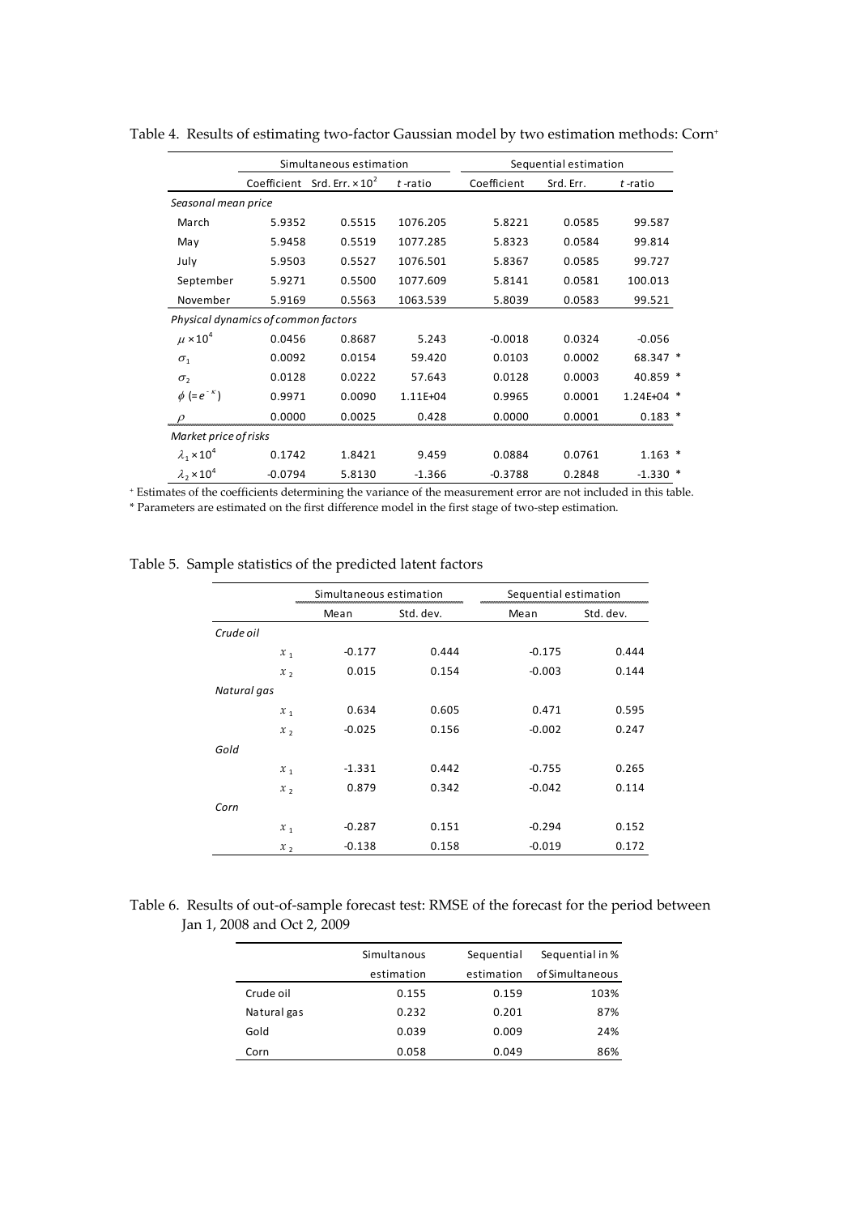Table 4. Results of estimating two-factor Gaussian model by two estimation methods: Corn[+]

| | Simultaneous estimation | | | Sequential estimation | | |
|---|---|---|---|---|---|---|
| | Coefficient | Srd. Err. $\times 10^2$ | $t$-ratio | Coefficient | Srd. Err. | $t$-ratio |
| *Seasonal mean price* | | | | | | |
| March | 5.9352 | 0.5515 | 1076.205 | 5.8221 | 0.0585 | 99.587 |
| May | 5.9458 | 0.5519 | 1077.285 | 5.8323 | 0.0584 | 99.814 |
| July | 5.9503 | 0.5527 | 1076.501 | 5.8367 | 0.0585 | 99.727 |
| September | 5.9271 | 0.5500 | 1077.609 | 5.8141 | 0.0581 | 100.013 |
| November | 5.9169 | 0.5563 | 1063.539 | 5.8039 | 0.0583 | 99.521 |
| *Physical dynamics of common factors* | | | | | | |
| $\mu \times 10^4$ | 0.0456 | 0.8687 | 5.243 | -0.0018 | 0.0324 | -0.056 |
| $\sigma_1$ | 0.0092 | 0.0154 | 59.420 | 0.0103 | 0.0002 | 68.347 * |
| $\sigma_2$ | 0.0128 | 0.0222 | 57.643 | 0.0128 | 0.0003 | 40.859 * |
| $\phi$ $(=e^{-\kappa})$ | 0.9971 | 0.0090 | 1.11E+04 | 0.9965 | 0.0001 | 1.24E+04 * |
| $\rho$ | 0.0000 | 0.0025 | 0.428 | 0.0000 | 0.0001 | 0.183 * |
| *Market price of risks* | | | | | | |
| $\lambda_1 \times 10^4$ | 0.1742 | 1.8421 | 9.459 | 0.0884 | 0.0761 | 1.163 * |
| $\lambda_2 \times 10^4$ | -0.0794 | 5.8130 | -1.366 | -0.3788 | 0.2848 | -1.330 * |

[+] Estimates of the coefficients determining the variance of the measurement error are not included in this table.
\* Parameters are estimated on the first difference model in the first stage of two-step estimation.

Table 5. Sample statistics of the predicted latent factors

| | Simultaneous estimation | | Sequential estimation | |
|---|---|---|---|---|
| | Mean | Std. dev. | Mean | Std. dev. |
| *Crude oil* | | | | |
| $x_1$ | -0.177 | 0.444 | -0.175 | 0.444 |
| $x_2$ | 0.015 | 0.154 | -0.003 | 0.144 |
| *Natural gas* | | | | |
| $x_1$ | 0.634 | 0.605 | 0.471 | 0.595 |
| $x_2$ | -0.025 | 0.156 | -0.002 | 0.247 |
| *Gold* | | | | |
| $x_1$ | -1.331 | 0.442 | -0.755 | 0.265 |
| $x_2$ | 0.879 | 0.342 | -0.042 | 0.114 |
| *Corn* | | | | |
| $x_1$ | -0.287 | 0.151 | -0.294 | 0.152 |
| $x_2$ | -0.138 | 0.158 | -0.019 | 0.172 |

Table 6. Results of out-of-sample forecast test: RMSE of the forecast for the period between Jan 1, 2008 and Oct 2, 2009

| | Simultanous estimation | Sequential estimation | Sequential in % of Simultaneous |
|---|---|---|---|
| Crude oil | 0.155 | 0.159 | 103% |
| Natural gas | 0.232 | 0.201 | 87% |
| Gold | 0.039 | 0.009 | 24% |
| Corn | 0.058 | 0.049 | 86% |